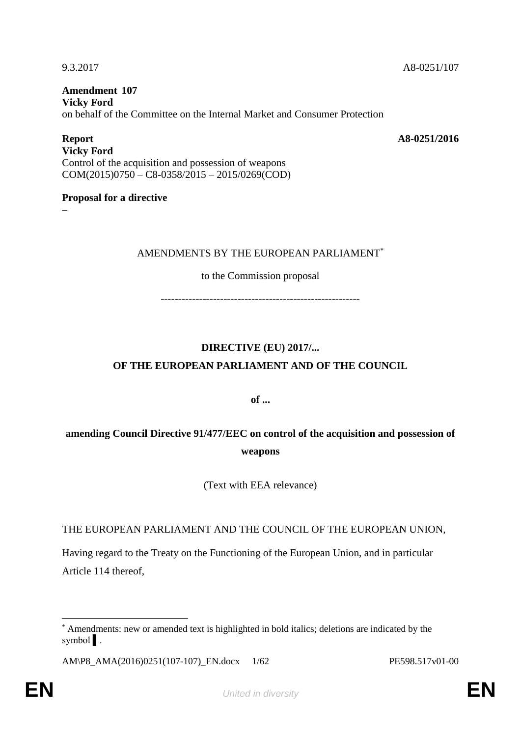9.3.2017 A8-0251/107

**Amendment 107**
**Vicky Ford**
on behalf of the Committee on the Internal Market and Consumer Protection

**Report** **A8-0251/2016**
**Vicky Ford**
Control of the acquisition and possession of weapons
COM(2015)0750 – C8-0358/2015 – 2015/0269(COD)

**Proposal for a directive**
–

AMENDMENTS BY THE EUROPEAN PARLIAMENT*

to the Commission proposal

---------------------------------------------------------

**DIRECTIVE (EU) 2017/...**
**OF THE EUROPEAN PARLIAMENT AND OF THE COUNCIL**

**of ...**

**amending Council Directive 91/477/EEC on control of the acquisition and possession of weapons**

(Text with EEA relevance)

THE EUROPEAN PARLIAMENT AND THE COUNCIL OF THE EUROPEAN UNION,

Having regard to the Treaty on the Functioning of the European Union, and in particular Article 114 thereof,

---

* Amendments: new or amended text is highlighted in bold italics; deletions are indicated by the symbol ▌.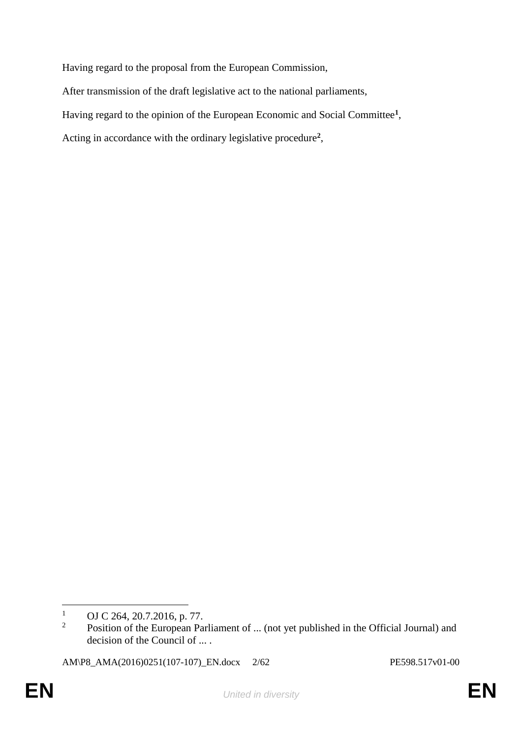Having regard to the proposal from the European Commission,

After transmission of the draft legislative act to the national parliaments,

Having regard to the opinion of the European Economic and Social Committee[1],

Acting in accordance with the ordinary legislative procedure[2],

---

[1] OJ C 264, 20.7.2016, p. 77.

[2] Position of the European Parliament of ... (not yet published in the Official Journal) and decision of the Council of ... .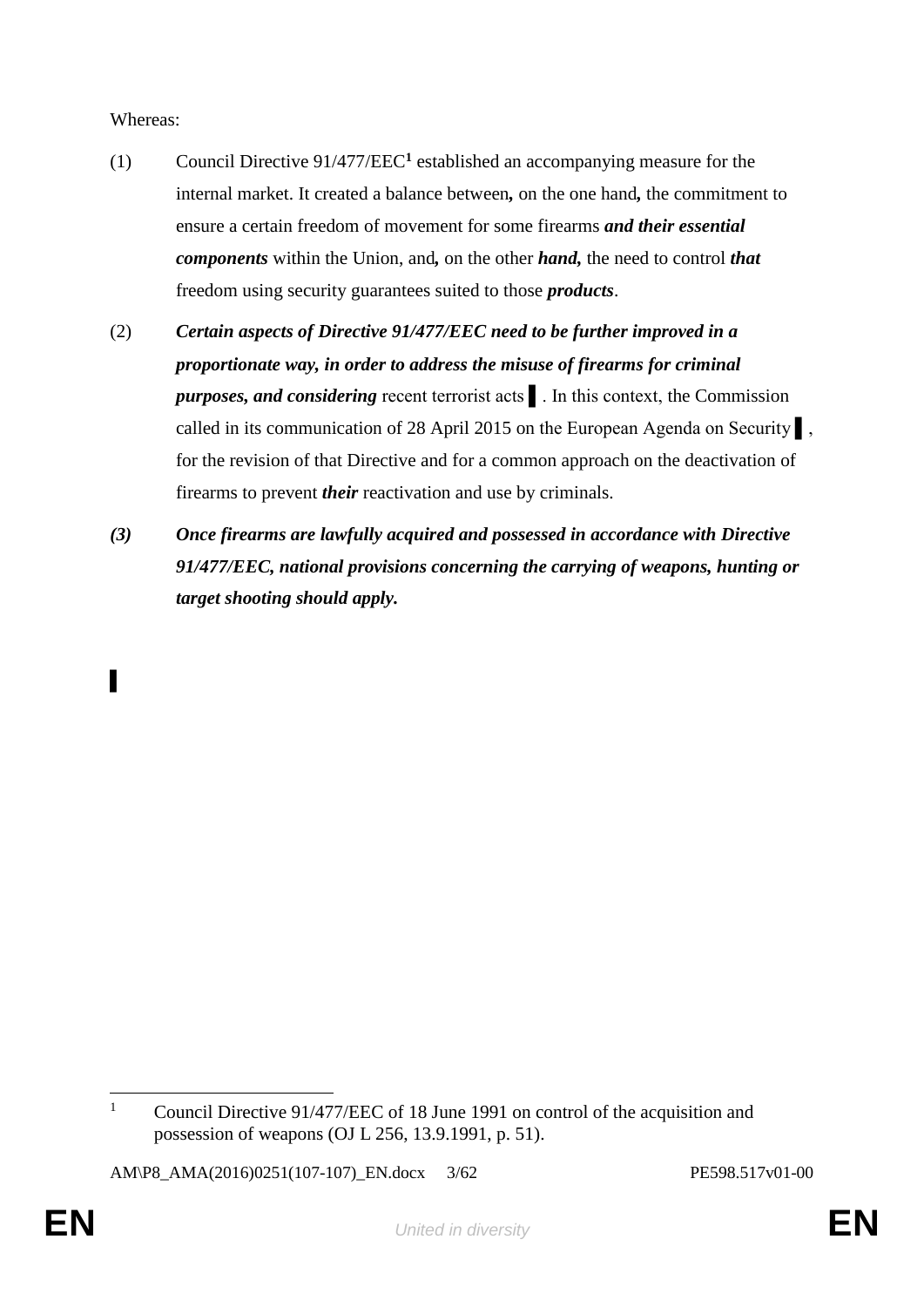Whereas:

(1) Council Directive 91/477/EEC[1] established an accompanying measure for the internal market. It created a balance between**,** on the one hand**,** the commitment to ensure a certain freedom of movement for some firearms ***and their essential components*** within the Union, and**,** on the other ***hand,*** the need to control ***that*** freedom using security guarantees suited to those ***products***.

(2) ***Certain aspects of Directive 91/477/EEC need to be further improved in a proportionate way, in order to address the misuse of firearms for criminal purposes, and considering*** recent terrorist acts ▌. In this context, the Commission called in its communication of 28 April 2015 on the European Agenda on Security ▌, for the revision of that Directive and for a common approach on the deactivation of firearms to prevent ***their*** reactivation and use by criminals.

***(3) Once firearms are lawfully acquired and possessed in accordance with Directive 91/477/EEC, national provisions concerning the carrying of weapons, hunting or target shooting should apply.***

▌

---

[1] Council Directive 91/477/EEC of 18 June 1991 on control of the acquisition and possession of weapons (OJ L 256, 13.9.1991, p. 51).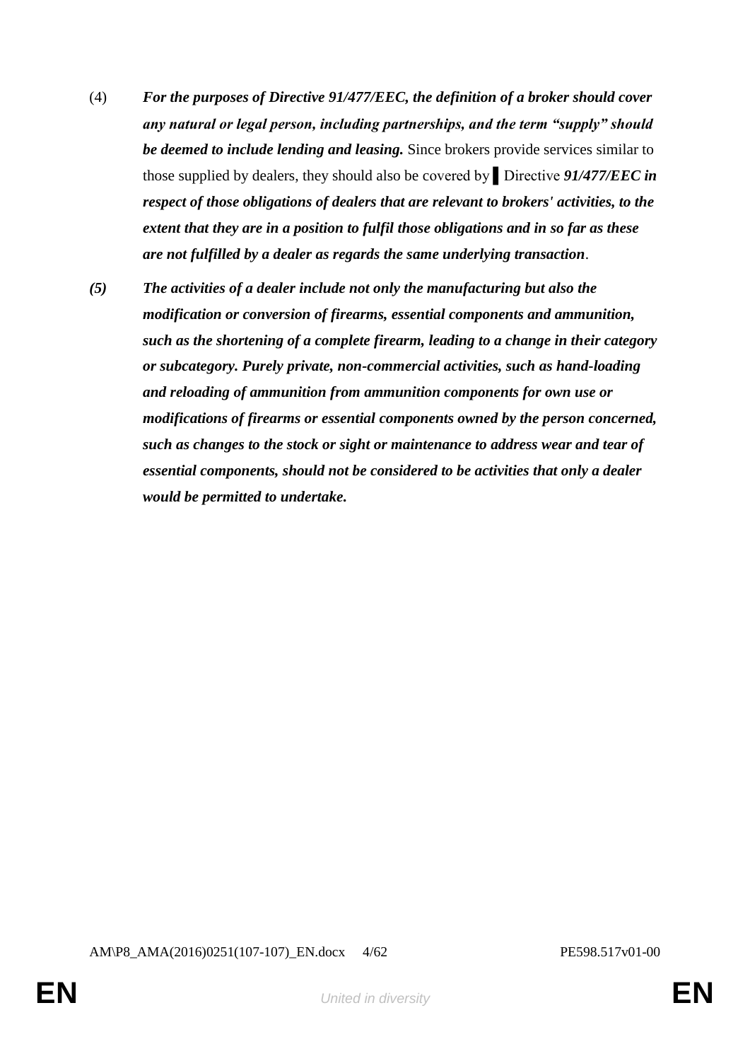(4) ***For the purposes of Directive 91/477/EEC, the definition of a broker should cover any natural or legal person, including partnerships, and the term "supply" should be deemed to include lending and leasing.*** Since brokers provide services similar to those supplied by dealers, they should also be covered by ▌Directive ***91/477/EEC in respect of those obligations of dealers that are relevant to brokers' activities, to the extent that they are in a position to fulfil those obligations and in so far as these are not fulfilled by a dealer as regards the same underlying transaction***.

***(5) The activities of a dealer include not only the manufacturing but also the modification or conversion of firearms, essential components and ammunition, such as the shortening of a complete firearm, leading to a change in their category or subcategory. Purely private, non-commercial activities, such as hand-loading and reloading of ammunition from ammunition components for own use or modifications of firearms or essential components owned by the person concerned, such as changes to the stock or sight or maintenance to address wear and tear of essential components, should not be considered to be activities that only a dealer would be permitted to undertake.***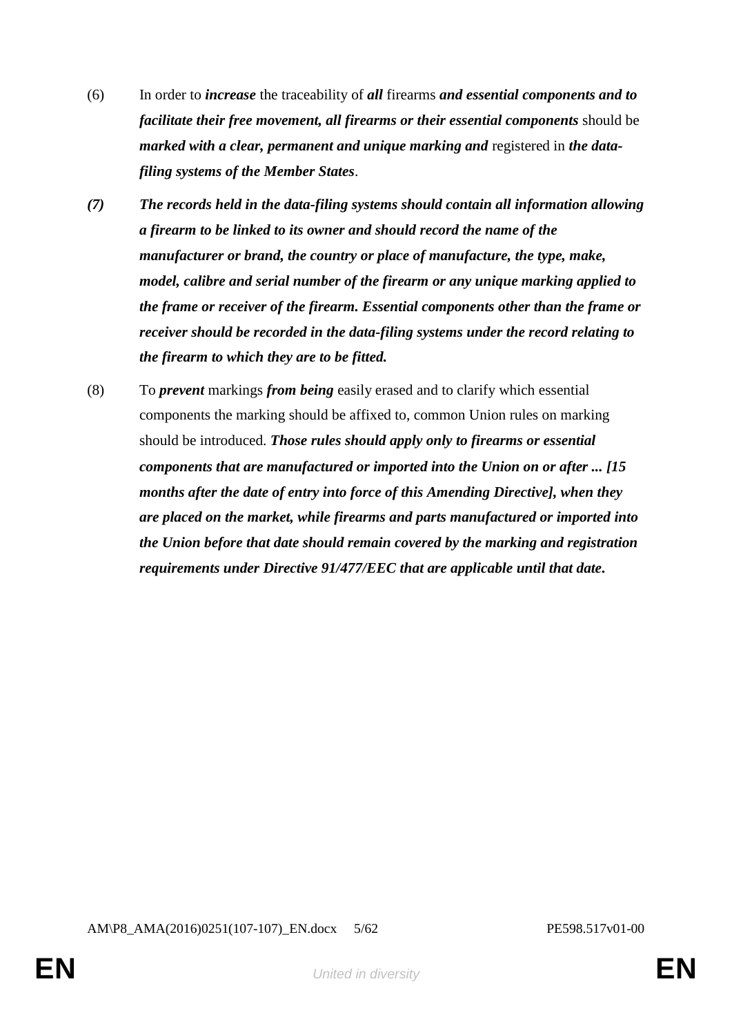(6) In order to ***increase*** the traceability of ***all*** firearms ***and essential components and to facilitate their free movement, all firearms or their essential components*** should be ***marked with a clear, permanent and unique marking and*** registered in ***the data-filing systems of the Member States***.

***(7) The records held in the data-filing systems should contain all information allowing a firearm to be linked to its owner and should record the name of the manufacturer or brand, the country or place of manufacture, the type, make, model, calibre and serial number of the firearm or any unique marking applied to the frame or receiver of the firearm. Essential components other than the frame or receiver should be recorded in the data-filing systems under the record relating to the firearm to which they are to be fitted.***

(8) To ***prevent*** markings ***from being*** easily erased and to clarify which essential components the marking should be affixed to, common Union rules on marking should be introduced. ***Those rules should apply only to firearms or essential components that are manufactured or imported into the Union on or after ... [15 months after the date of entry into force of this Amending Directive], when they are placed on the market, while firearms and parts manufactured or imported into the Union before that date should remain covered by the marking and registration requirements under Directive 91/477/EEC that are applicable until that date.***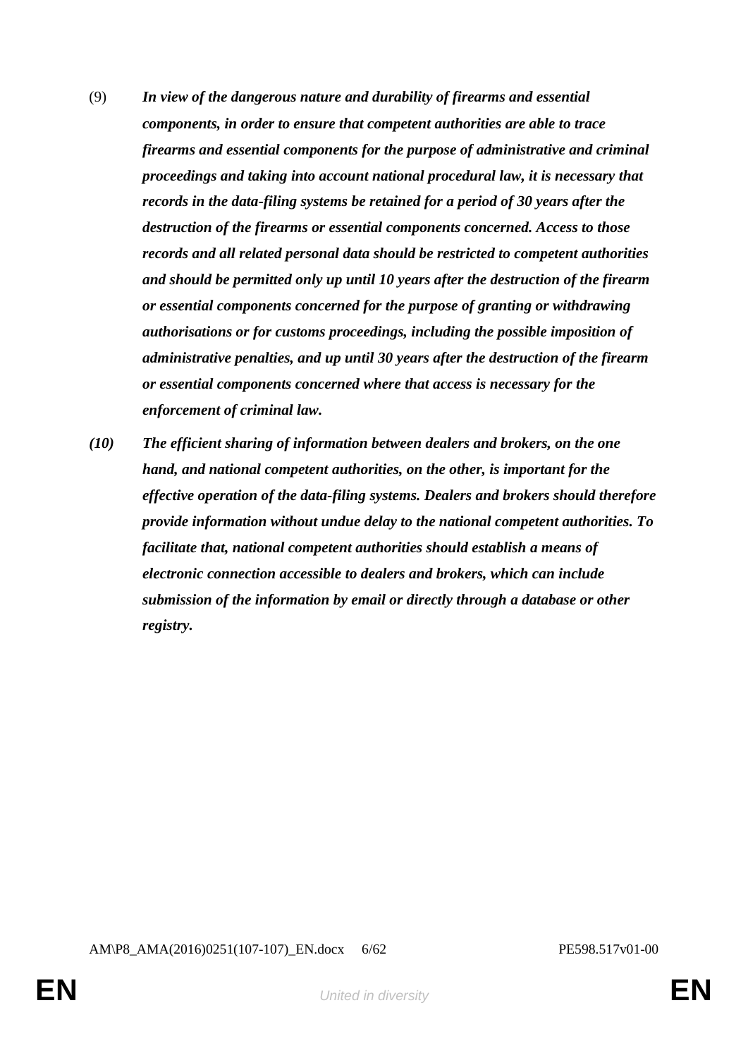(9) ***In view of the dangerous nature and durability of firearms and essential components, in order to ensure that competent authorities are able to trace firearms and essential components for the purpose of administrative and criminal proceedings and taking into account national procedural law, it is necessary that records in the data-filing systems be retained for a period of 30 years after the destruction of the firearms or essential components concerned. Access to those records and all related personal data should be restricted to competent authorities and should be permitted only up until 10 years after the destruction of the firearm or essential components concerned for the purpose of granting or withdrawing authorisations or for customs proceedings, including the possible imposition of administrative penalties, and up until 30 years after the destruction of the firearm or essential components concerned where that access is necessary for the enforcement of criminal law.***

***(10) The efficient sharing of information between dealers and brokers, on the one hand, and national competent authorities, on the other, is important for the effective operation of the data-filing systems. Dealers and brokers should therefore provide information without undue delay to the national competent authorities. To facilitate that, national competent authorities should establish a means of electronic connection accessible to dealers and brokers, which can include submission of the information by email or directly through a database or other registry.***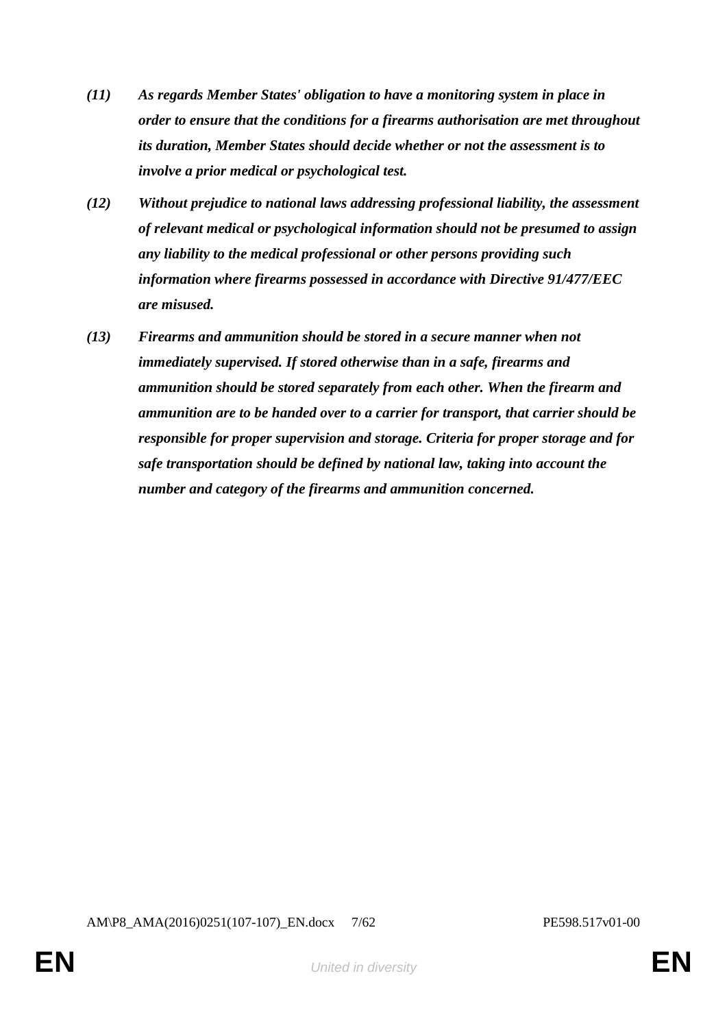*(11) As regards Member States' obligation to have a monitoring system in place in order to ensure that the conditions for a firearms authorisation are met throughout its duration, Member States should decide whether or not the assessment is to involve a prior medical or psychological test.*

*(12) Without prejudice to national laws addressing professional liability, the assessment of relevant medical or psychological information should not be presumed to assign any liability to the medical professional or other persons providing such information where firearms possessed in accordance with Directive 91/477/EEC are misused.*

*(13) Firearms and ammunition should be stored in a secure manner when not immediately supervised. If stored otherwise than in a safe, firearms and ammunition should be stored separately from each other. When the firearm and ammunition are to be handed over to a carrier for transport, that carrier should be responsible for proper supervision and storage. Criteria for proper storage and for safe transportation should be defined by national law, taking into account the number and category of the firearms and ammunition concerned.*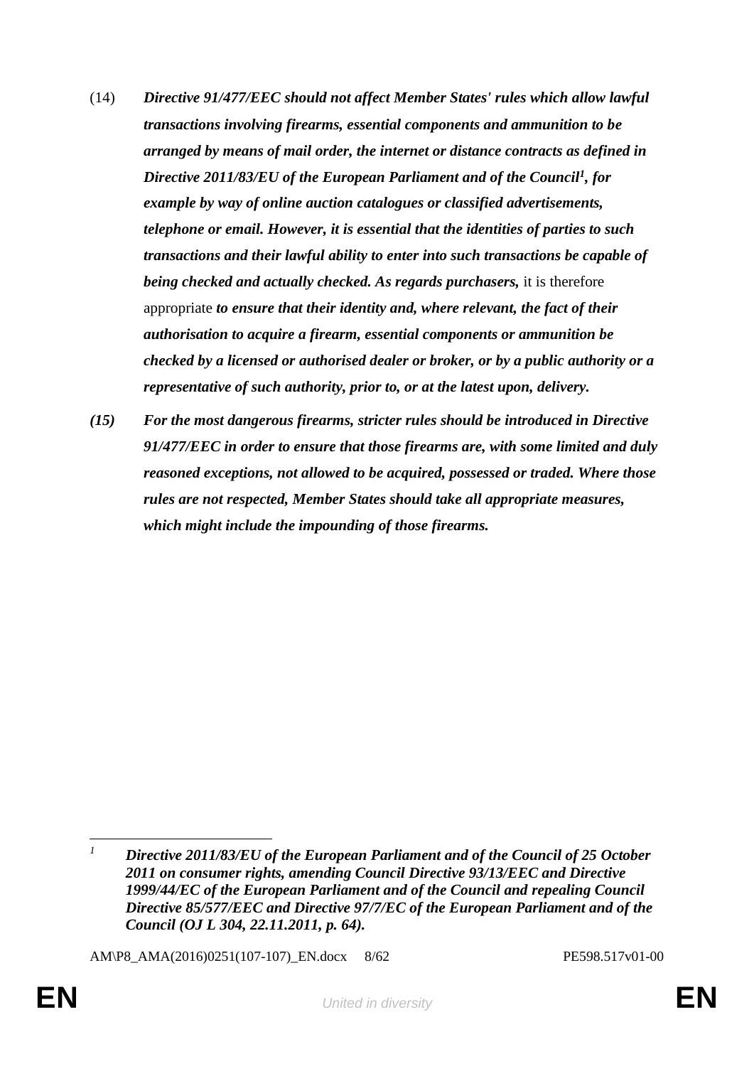(14) ***Directive 91/477/EEC should not affect Member States' rules which allow lawful transactions involving firearms, essential components and ammunition to be arranged by means of mail order, the internet or distance contracts as defined in Directive 2011/83/EU of the European Parliament and of the Council[1], for example by way of online auction catalogues or classified advertisements, telephone or email. However, it is essential that the identities of parties to such transactions and their lawful ability to enter into such transactions be capable of being checked and actually checked. As regards purchasers,*** it is therefore appropriate ***to ensure that their identity and, where relevant, the fact of their authorisation to acquire a firearm, essential components or ammunition be checked by a licensed or authorised dealer or broker, or by a public authority or a representative of such authority, prior to, or at the latest upon, delivery.***

***(15) For the most dangerous firearms, stricter rules should be introduced in Directive 91/477/EEC in order to ensure that those firearms are, with some limited and duly reasoned exceptions, not allowed to be acquired, possessed or traded. Where those rules are not respected, Member States should take all appropriate measures, which might include the impounding of those firearms.***

---

[1] ***Directive 2011/83/EU of the European Parliament and of the Council of 25 October 2011 on consumer rights, amending Council Directive 93/13/EEC and Directive 1999/44/EC of the European Parliament and of the Council and repealing Council Directive 85/577/EEC and Directive 97/7/EC of the European Parliament and of the Council (OJ L 304, 22.11.2011, p. 64).***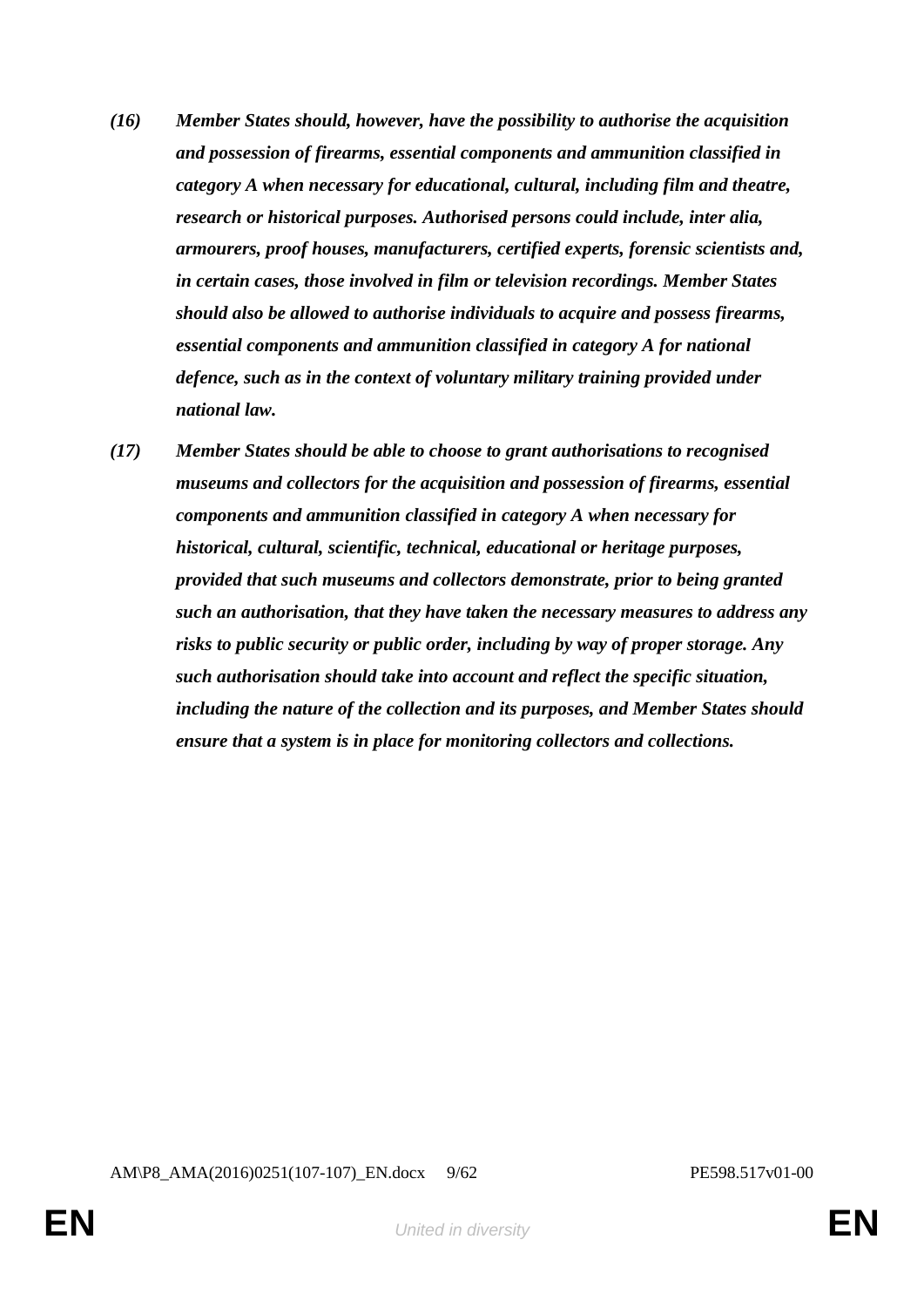***(16) Member States should, however, have the possibility to authorise the acquisition and possession of firearms, essential components and ammunition classified in category A when necessary for educational, cultural, including film and theatre, research or historical purposes. Authorised persons could include, inter alia, armourers, proof houses, manufacturers, certified experts, forensic scientists and, in certain cases, those involved in film or television recordings. Member States should also be allowed to authorise individuals to acquire and possess firearms, essential components and ammunition classified in category A for national defence, such as in the context of voluntary military training provided under national law.***

***(17) Member States should be able to choose to grant authorisations to recognised museums and collectors for the acquisition and possession of firearms, essential components and ammunition classified in category A when necessary for historical, cultural, scientific, technical, educational or heritage purposes, provided that such museums and collectors demonstrate, prior to being granted such an authorisation, that they have taken the necessary measures to address any risks to public security or public order, including by way of proper storage. Any such authorisation should take into account and reflect the specific situation, including the nature of the collection and its purposes, and Member States should ensure that a system is in place for monitoring collectors and collections.***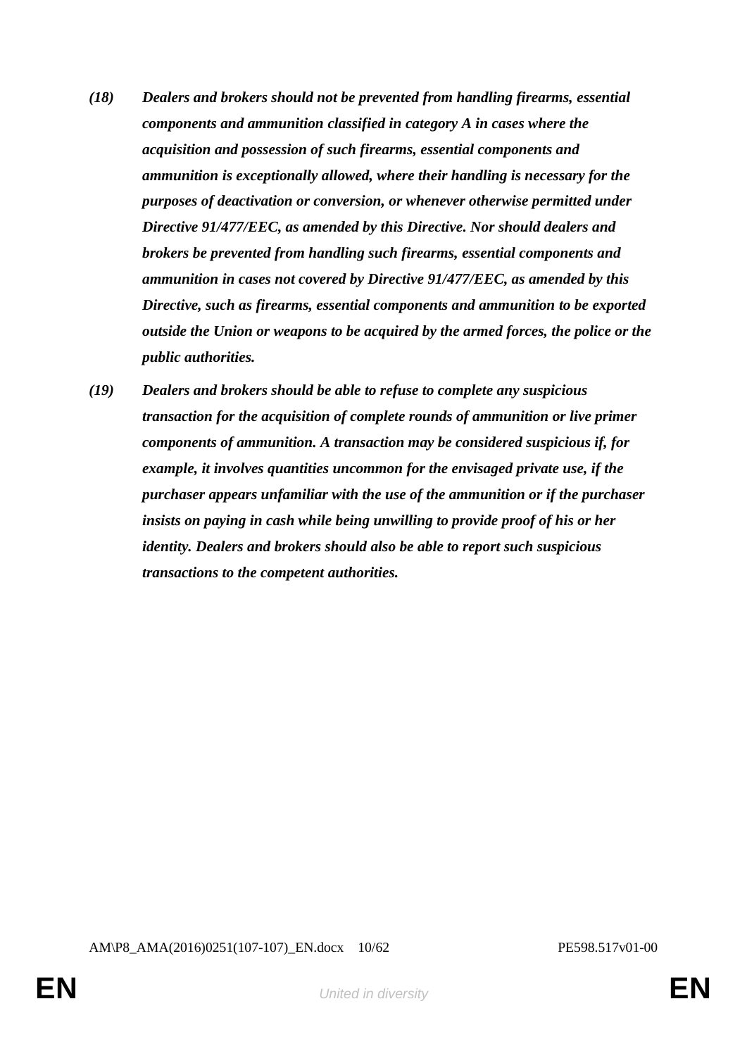*(18)* ***Dealers and brokers should not be prevented from handling firearms, essential components and ammunition classified in category A in cases where the acquisition and possession of such firearms, essential components and ammunition is exceptionally allowed, where their handling is necessary for the purposes of deactivation or conversion, or whenever otherwise permitted under Directive 91/477/EEC, as amended by this Directive. Nor should dealers and brokers be prevented from handling such firearms, essential components and ammunition in cases not covered by Directive 91/477/EEC, as amended by this Directive, such as firearms, essential components and ammunition to be exported outside the Union or weapons to be acquired by the armed forces, the police or the public authorities.***

*(19)* ***Dealers and brokers should be able to refuse to complete any suspicious transaction for the acquisition of complete rounds of ammunition or live primer components of ammunition. A transaction may be considered suspicious if, for example, it involves quantities uncommon for the envisaged private use, if the purchaser appears unfamiliar with the use of the ammunition or if the purchaser insists on paying in cash while being unwilling to provide proof of his or her identity. Dealers and brokers should also be able to report such suspicious transactions to the competent authorities.***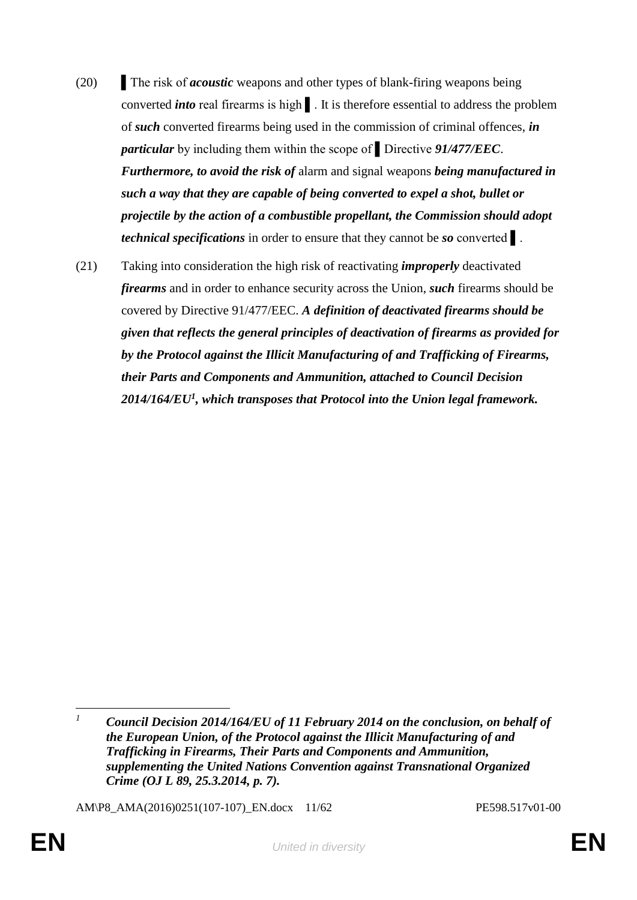(20) ▌The risk of ***acoustic*** weapons and other types of blank-firing weapons being converted ***into*** real firearms is high ▌. It is therefore essential to address the problem of ***such*** converted firearms being used in the commission of criminal offences, ***in particular*** by including them within the scope of ▌ Directive ***91/477/EEC***. ***Furthermore, to avoid the risk of*** alarm and signal weapons ***being manufactured in such a way that they are capable of being converted to expel a shot, bullet or projectile by the action of a combustible propellant, the Commission should adopt technical specifications*** in order to ensure that they cannot be ***so*** converted ▌.

(21) Taking into consideration the high risk of reactivating ***improperly*** deactivated ***firearms*** and in order to enhance security across the Union, ***such*** firearms should be covered by Directive 91/477/EEC. ***A definition of deactivated firearms should be given that reflects the general principles of deactivation of firearms as provided for by the Protocol against the Illicit Manufacturing of and Trafficking of Firearms, their Parts and Components and Ammunition, attached to Council Decision 2014/164/EU[1], which transposes that Protocol into the Union legal framework.***

---

[1] ***Council Decision 2014/164/EU of 11 February 2014 on the conclusion, on behalf of the European Union, of the Protocol against the Illicit Manufacturing of and Trafficking in Firearms, Their Parts and Components and Ammunition, supplementing the United Nations Convention against Transnational Organized Crime (OJ L 89, 25.3.2014, p. 7).***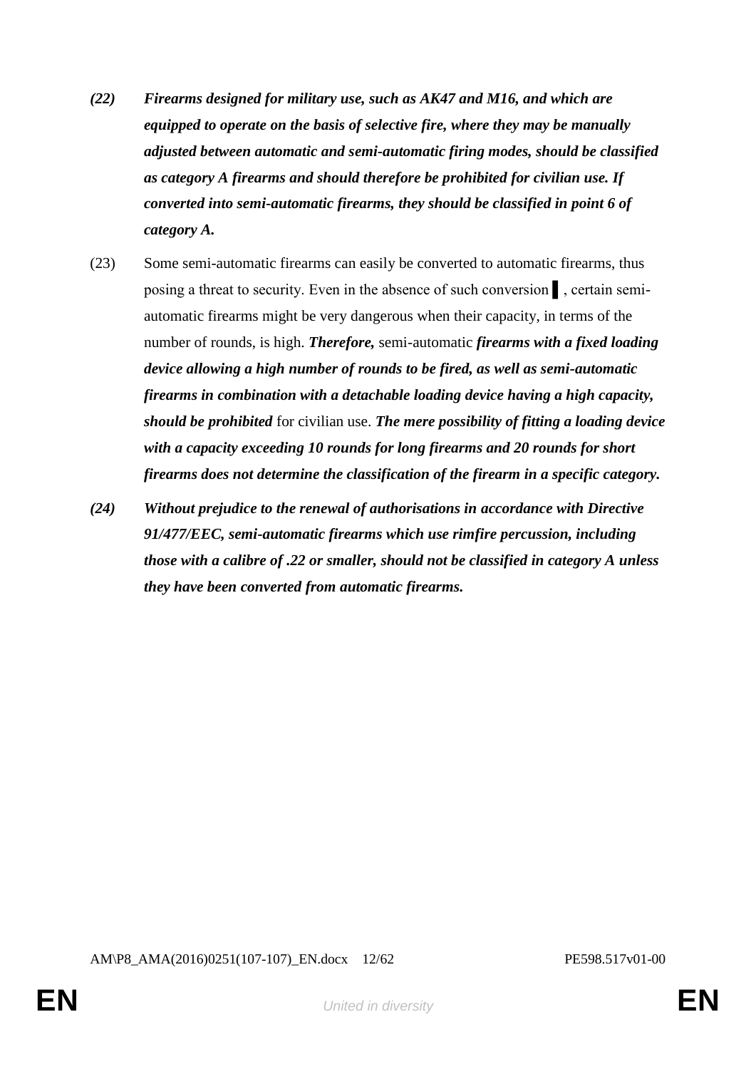***(22) Firearms designed for military use, such as AK47 and M16, and which are equipped to operate on the basis of selective fire, where they may be manually adjusted between automatic and semi-automatic firing modes, should be classified as category A firearms and should therefore be prohibited for civilian use. If converted into semi-automatic firearms, they should be classified in point 6 of category A.***

(23) Some semi-automatic firearms can easily be converted to automatic firearms, thus posing a threat to security. Even in the absence of such conversion ▌, certain semi-automatic firearms might be very dangerous when their capacity, in terms of the number of rounds, is high. ***Therefore,*** semi-automatic ***firearms with a fixed loading device allowing a high number of rounds to be fired, as well as semi-automatic firearms in combination with a detachable loading device having a high capacity, should be prohibited*** for civilian use. ***The mere possibility of fitting a loading device with a capacity exceeding 10 rounds for long firearms and 20 rounds for short firearms does not determine the classification of the firearm in a specific category.***

***(24) Without prejudice to the renewal of authorisations in accordance with Directive 91/477/EEC, semi-automatic firearms which use rimfire percussion, including those with a calibre of .22 or smaller, should not be classified in category A unless they have been converted from automatic firearms.***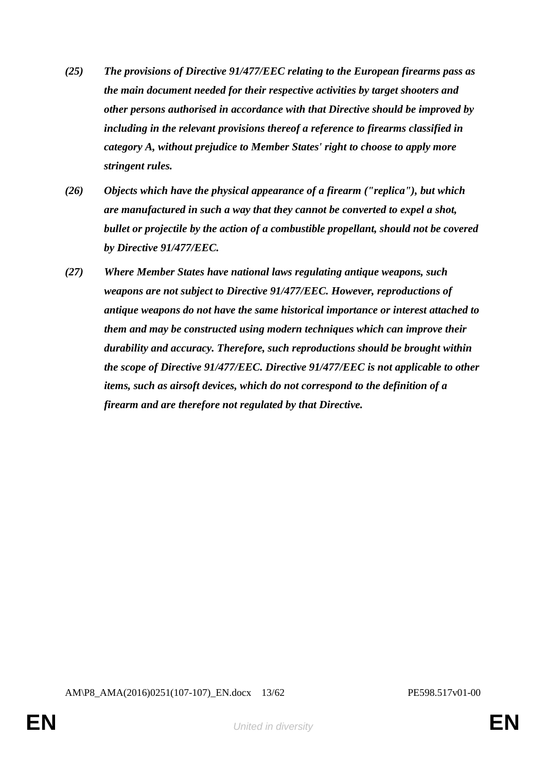***(25) The provisions of Directive 91/477/EEC relating to the European firearms pass as the main document needed for their respective activities by target shooters and other persons authorised in accordance with that Directive should be improved by including in the relevant provisions thereof a reference to firearms classified in category A, without prejudice to Member States' right to choose to apply more stringent rules.***

***(26) Objects which have the physical appearance of a firearm ("replica"), but which are manufactured in such a way that they cannot be converted to expel a shot, bullet or projectile by the action of a combustible propellant, should not be covered by Directive 91/477/EEC.***

***(27) Where Member States have national laws regulating antique weapons, such weapons are not subject to Directive 91/477/EEC. However, reproductions of antique weapons do not have the same historical importance or interest attached to them and may be constructed using modern techniques which can improve their durability and accuracy. Therefore, such reproductions should be brought within the scope of Directive 91/477/EEC. Directive 91/477/EEC is not applicable to other items, such as airsoft devices, which do not correspond to the definition of a firearm and are therefore not regulated by that Directive.***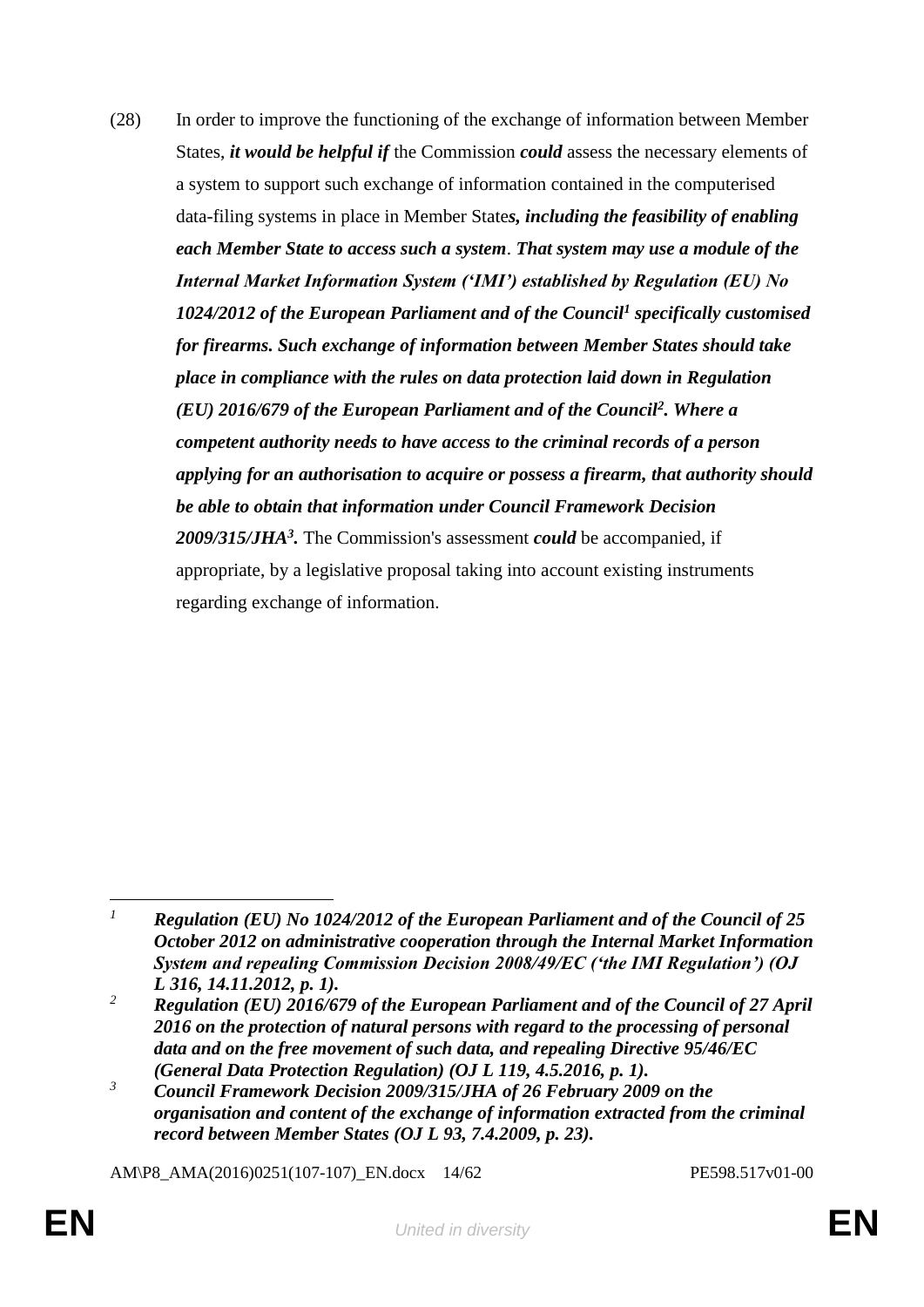(28) In order to improve the functioning of the exchange of information between Member States, ***it would be helpful if*** the Commission ***could*** assess the necessary elements of a system to support such exchange of information contained in the computerised data-filing systems in place in Member State***s, including the feasibility of enabling each Member State to access such a system***. ***That system may use a module of the Internal Market Information System ('IMI') established by Regulation (EU) No 1024/2012 of the European Parliament and of the Council[1] specifically customised for firearms. Such exchange of information between Member States should take place in compliance with the rules on data protection laid down in Regulation (EU) 2016/679 of the European Parliament and of the Council[2]. Where a competent authority needs to have access to the criminal records of a person applying for an authorisation to acquire or possess a firearm, that authority should be able to obtain that information under Council Framework Decision 2009/315/JHA[3].*** The Commission's assessment ***could*** be accompanied, if appropriate, by a legislative proposal taking into account existing instruments regarding exchange of information.

---

[1] ***Regulation (EU) No 1024/2012 of the European Parliament and of the Council of 25 October 2012 on administrative cooperation through the Internal Market Information System and repealing Commission Decision 2008/49/EC ('the IMI Regulation') (OJ L 316, 14.11.2012, p. 1).***

[2] ***Regulation (EU) 2016/679 of the European Parliament and of the Council of 27 April 2016 on the protection of natural persons with regard to the processing of personal data and on the free movement of such data, and repealing Directive 95/46/EC (General Data Protection Regulation) (OJ L 119, 4.5.2016, p. 1).***

[3] ***Council Framework Decision 2009/315/JHA of 26 February 2009 on the organisation and content of the exchange of information extracted from the criminal record between Member States (OJ L 93, 7.4.2009, p. 23).***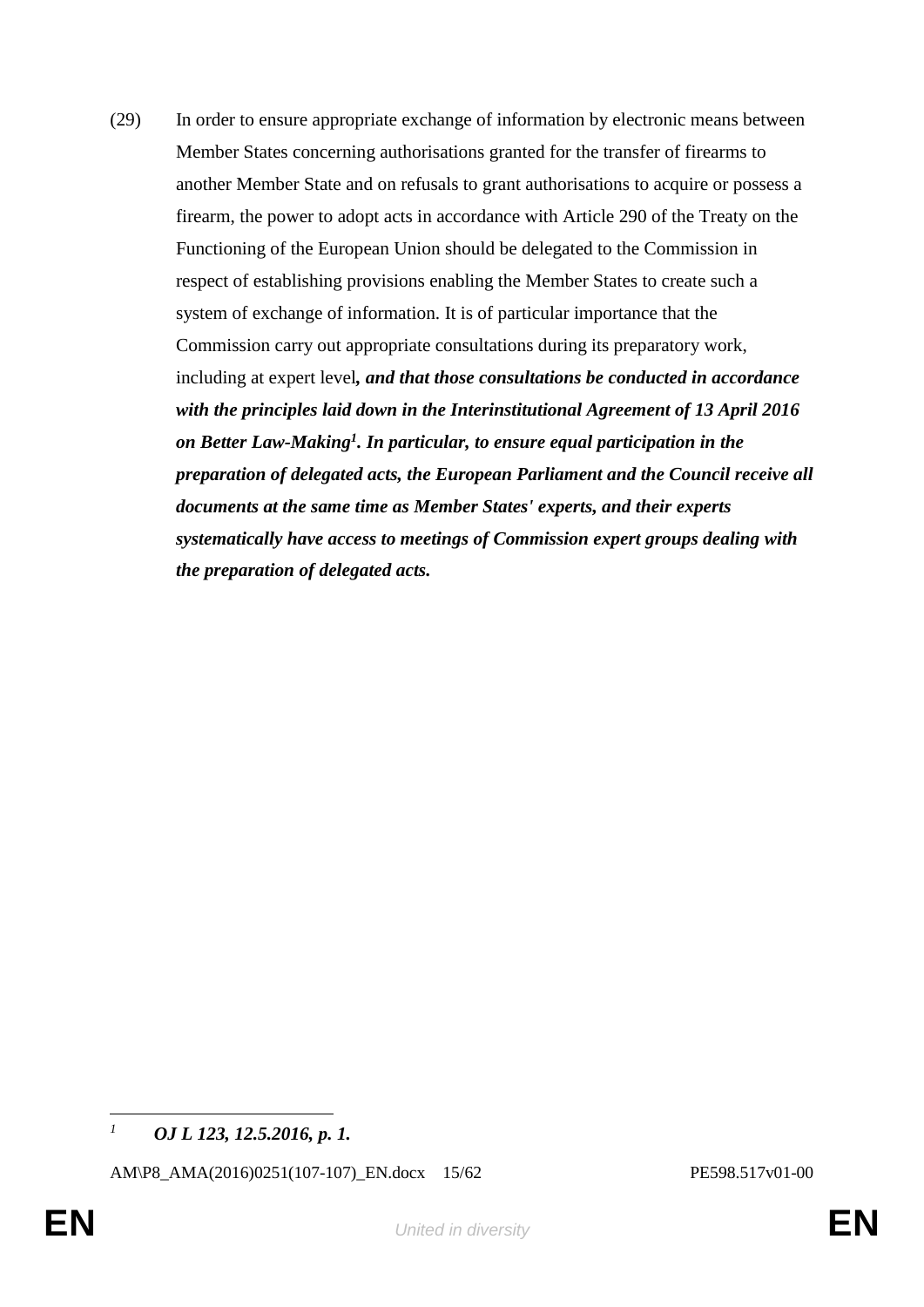(29) In order to ensure appropriate exchange of information by electronic means between Member States concerning authorisations granted for the transfer of firearms to another Member State and on refusals to grant authorisations to acquire or possess a firearm, the power to adopt acts in accordance with Article 290 of the Treaty on the Functioning of the European Union should be delegated to the Commission in respect of establishing provisions enabling the Member States to create such a system of exchange of information. It is of particular importance that the Commission carry out appropriate consultations during its preparatory work, including at expert level***, and that those consultations be conducted in accordance with the principles laid down in the Interinstitutional Agreement of 13 April 2016 on Better Law-Making[1]. In particular, to ensure equal participation in the preparation of delegated acts, the European Parliament and the Council receive all documents at the same time as Member States' experts, and their experts systematically have access to meetings of Commission expert groups dealing with the preparation of delegated acts.***

---

[1] ***OJ L 123, 12.5.2016, p. 1.***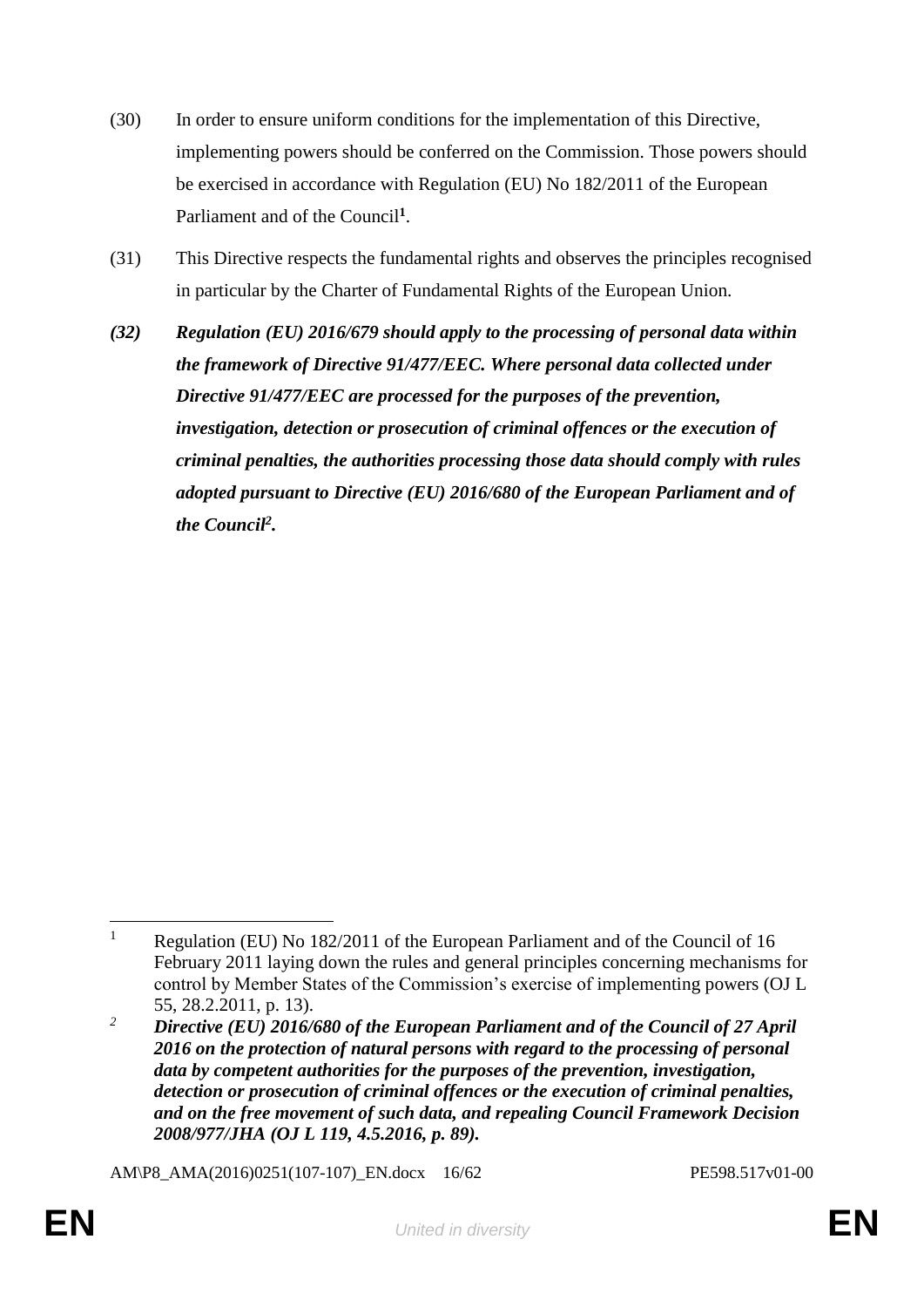(30) In order to ensure uniform conditions for the implementation of this Directive, implementing powers should be conferred on the Commission. Those powers should be exercised in accordance with Regulation (EU) No 182/2011 of the European Parliament and of the Council[1].

(31) This Directive respects the fundamental rights and observes the principles recognised in particular by the Charter of Fundamental Rights of the European Union.

***(32) Regulation (EU) 2016/679 should apply to the processing of personal data within the framework of Directive 91/477/EEC. Where personal data collected under Directive 91/477/EEC are processed for the purposes of the prevention, investigation, detection or prosecution of criminal offences or the execution of criminal penalties, the authorities processing those data should comply with rules adopted pursuant to Directive (EU) 2016/680 of the European Parliament and of the Council[2].***

---

[1] Regulation (EU) No 182/2011 of the European Parliament and of the Council of 16 February 2011 laying down the rules and general principles concerning mechanisms for control by Member States of the Commission's exercise of implementing powers (OJ L 55, 28.2.2011, p. 13).

[2] ***Directive (EU) 2016/680 of the European Parliament and of the Council of 27 April 2016 on the protection of natural persons with regard to the processing of personal data by competent authorities for the purposes of the prevention, investigation, detection or prosecution of criminal offences or the execution of criminal penalties, and on the free movement of such data, and repealing Council Framework Decision 2008/977/JHA (OJ L 119, 4.5.2016, p. 89).***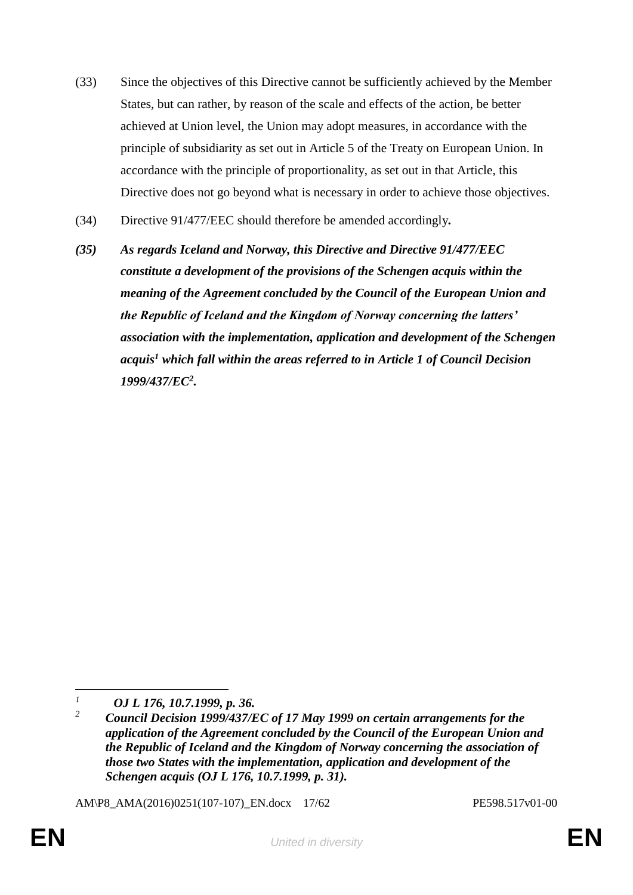(33) Since the objectives of this Directive cannot be sufficiently achieved by the Member States, but can rather, by reason of the scale and effects of the action, be better achieved at Union level, the Union may adopt measures, in accordance with the principle of subsidiarity as set out in Article 5 of the Treaty on European Union. In accordance with the principle of proportionality, as set out in that Article, this Directive does not go beyond what is necessary in order to achieve those objectives.

(34) Directive 91/477/EEC should therefore be amended accordingly**.**

***(35) As regards Iceland and Norway, this Directive and Directive 91/477/EEC constitute a development of the provisions of the Schengen acquis within the meaning of the Agreement concluded by the Council of the European Union and the Republic of Iceland and the Kingdom of Norway concerning the latters' association with the implementation, application and development of the Schengen acquis[1] which fall within the areas referred to in Article 1 of Council Decision 1999/437/EC[2].***

---

[1] ***OJ L 176, 10.7.1999, p. 36.***

[2] ***Council Decision 1999/437/EC of 17 May 1999 on certain arrangements for the application of the Agreement concluded by the Council of the European Union and the Republic of Iceland and the Kingdom of Norway concerning the association of those two States with the implementation, application and development of the Schengen acquis (OJ L 176, 10.7.1999, p. 31).***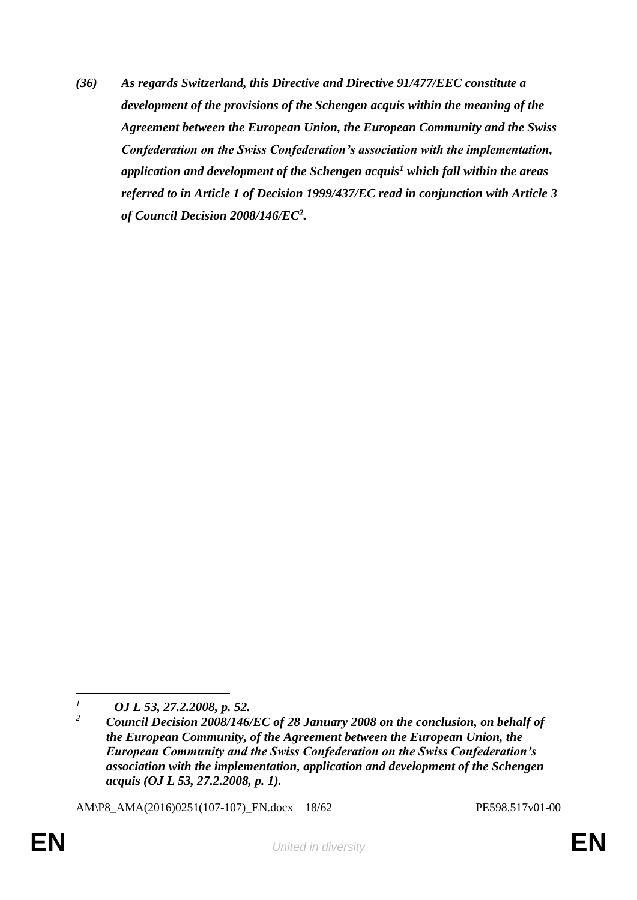***(36) As regards Switzerland, this Directive and Directive 91/477/EEC constitute a development of the provisions of the Schengen acquis within the meaning of the Agreement between the European Union, the European Community and the Swiss Confederation on the Swiss Confederation's association with the implementation, application and development of the Schengen acquis[1] which fall within the areas referred to in Article 1 of Decision 1999/437/EC read in conjunction with Article 3 of Council Decision 2008/146/EC[2].***

---

[1] ***OJ L 53, 27.2.2008, p. 52.***

[2] ***Council Decision 2008/146/EC of 28 January 2008 on the conclusion, on behalf of the European Community, of the Agreement between the European Union, the European Community and the Swiss Confederation on the Swiss Confederation's association with the implementation, application and development of the Schengen acquis (OJ L 53, 27.2.2008, p. 1).***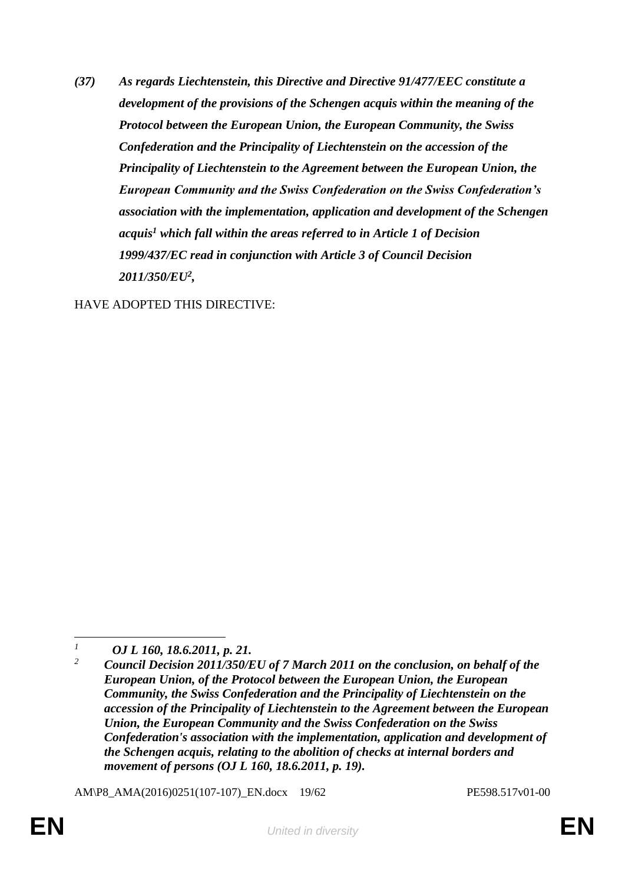***(37) As regards Liechtenstein, this Directive and Directive 91/477/EEC constitute a development of the provisions of the Schengen acquis within the meaning of the Protocol between the European Union, the European Community, the Swiss Confederation and the Principality of Liechtenstein on the accession of the Principality of Liechtenstein to the Agreement between the European Union, the European Community and the Swiss Confederation on the Swiss Confederation's association with the implementation, application and development of the Schengen acquis[1] which fall within the areas referred to in Article 1 of Decision 1999/437/EC read in conjunction with Article 3 of Council Decision 2011/350/EU[2],***

HAVE ADOPTED THIS DIRECTIVE:

---

[1] ***OJ L 160, 18.6.2011, p. 21.***

[2] ***Council Decision 2011/350/EU of 7 March 2011 on the conclusion, on behalf of the European Union, of the Protocol between the European Union, the European Community, the Swiss Confederation and the Principality of Liechtenstein on the accession of the Principality of Liechtenstein to the Agreement between the European Union, the European Community and the Swiss Confederation on the Swiss Confederation's association with the implementation, application and development of the Schengen acquis, relating to the abolition of checks at internal borders and movement of persons (OJ L 160, 18.6.2011, p. 19).***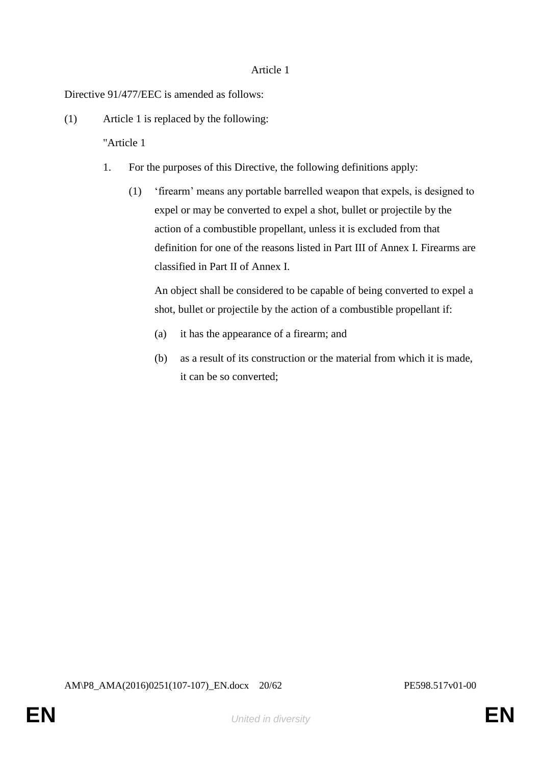Article 1

Directive 91/477/EEC is amended as follows:

(1) Article 1 is replaced by the following:

"Article 1

1. For the purposes of this Directive, the following definitions apply:

(1) ‘firearm’ means any portable barrelled weapon that expels, is designed to expel or may be converted to expel a shot, bullet or projectile by the action of a combustible propellant, unless it is excluded from that definition for one of the reasons listed in Part III of Annex I. Firearms are classified in Part II of Annex I.

An object shall be considered to be capable of being converted to expel a shot, bullet or projectile by the action of a combustible propellant if:

(a) it has the appearance of a firearm; and

(b) as a result of its construction or the material from which it is made, it can be so converted;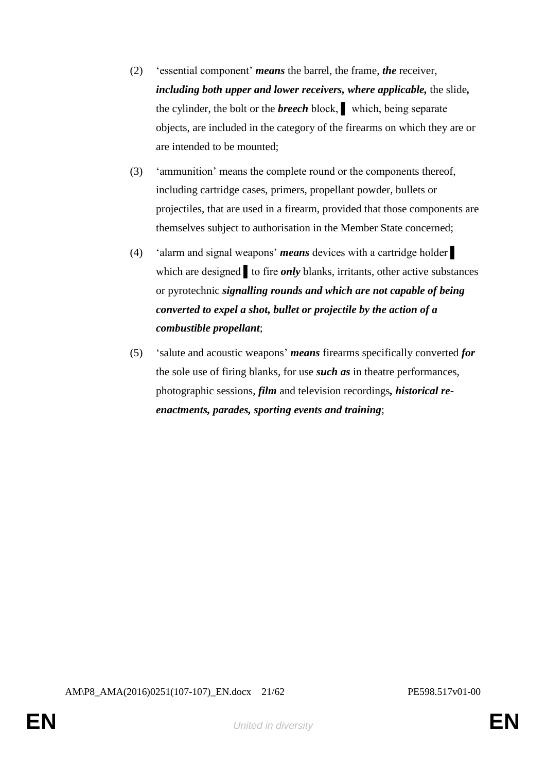(2) ‘essential component’ ***means*** the barrel, the frame, ***the*** receiver, ***including both upper and lower receivers, where applicable,*** the slide***,*** the cylinder, the bolt or the ***breech*** block, ▌ which, being separate objects, are included in the category of the firearms on which they are or are intended to be mounted;

(3) ‘ammunition’ means the complete round or the components thereof, including cartridge cases, primers, propellant powder, bullets or projectiles, that are used in a firearm, provided that those components are themselves subject to authorisation in the Member State concerned;

(4) ‘alarm and signal weapons’ ***means*** devices with a cartridge holder ▌ which are designed ▌ to fire ***only*** blanks, irritants, other active substances or pyrotechnic ***signalling rounds and which are not capable of being converted to expel a shot, bullet or projectile by the action of a combustible propellant***;

(5) ‘salute and acoustic weapons’ ***means*** firearms specifically converted ***for*** the sole use of firing blanks, for use ***such as*** in theatre performances, photographic sessions, ***film*** and television recordings***, historical re-enactments, parades, sporting events and training***;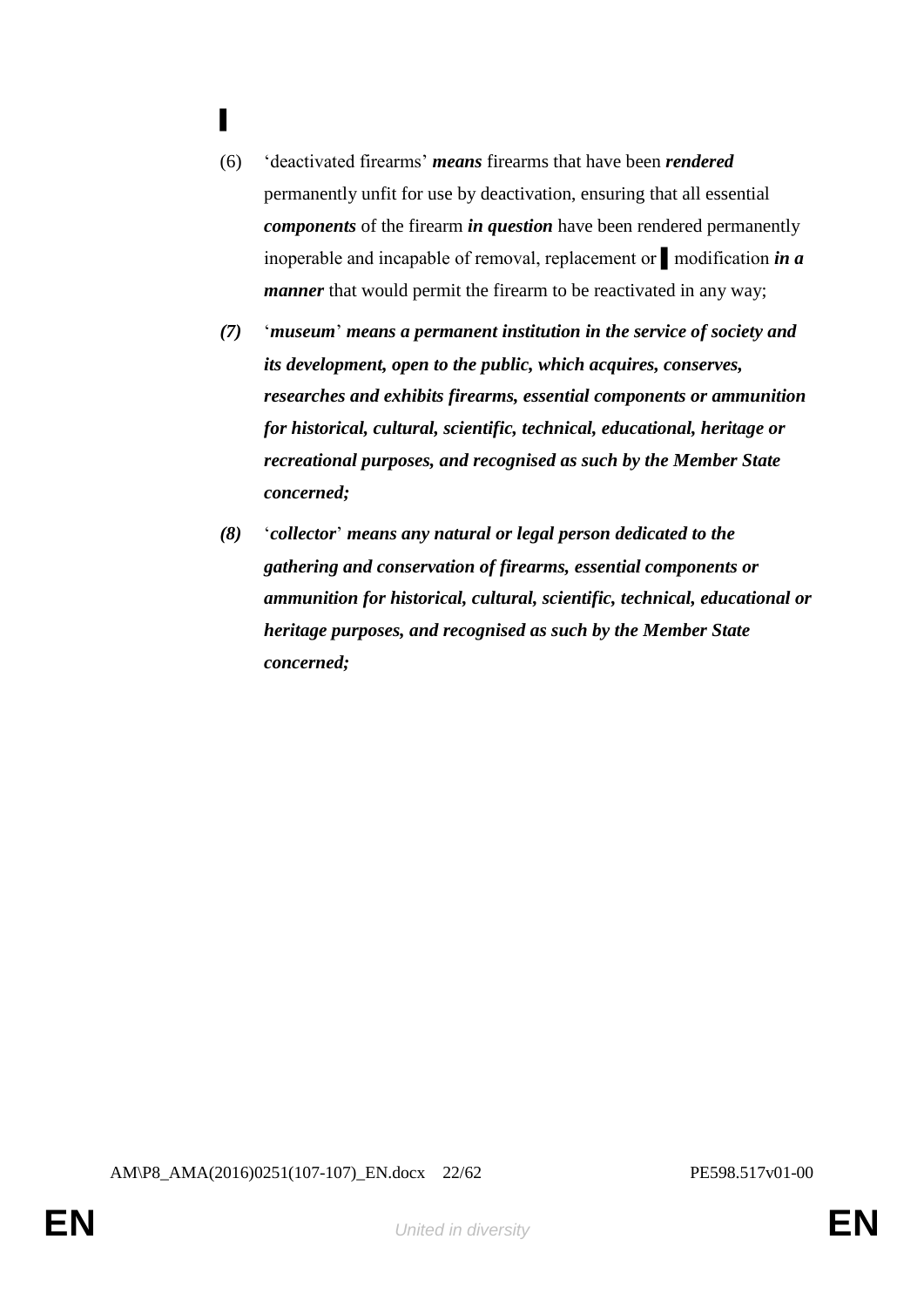▌

(6) 'deactivated firearms' ***means*** firearms that have been ***rendered*** permanently unfit for use by deactivation, ensuring that all essential ***components*** of the firearm ***in question*** have been rendered permanently inoperable and incapable of removal, replacement or ▌ modification ***in a manner*** that would permit the firearm to be reactivated in any way;

***(7)*** '***museum***' ***means a permanent institution in the service of society and its development, open to the public, which acquires, conserves, researches and exhibits firearms, essential components or ammunition for historical, cultural, scientific, technical, educational, heritage or recreational purposes, and recognised as such by the Member State concerned;***

***(8)*** '***collector***' ***means any natural or legal person dedicated to the gathering and conservation of firearms, essential components or ammunition for historical, cultural, scientific, technical, educational or heritage purposes, and recognised as such by the Member State concerned;***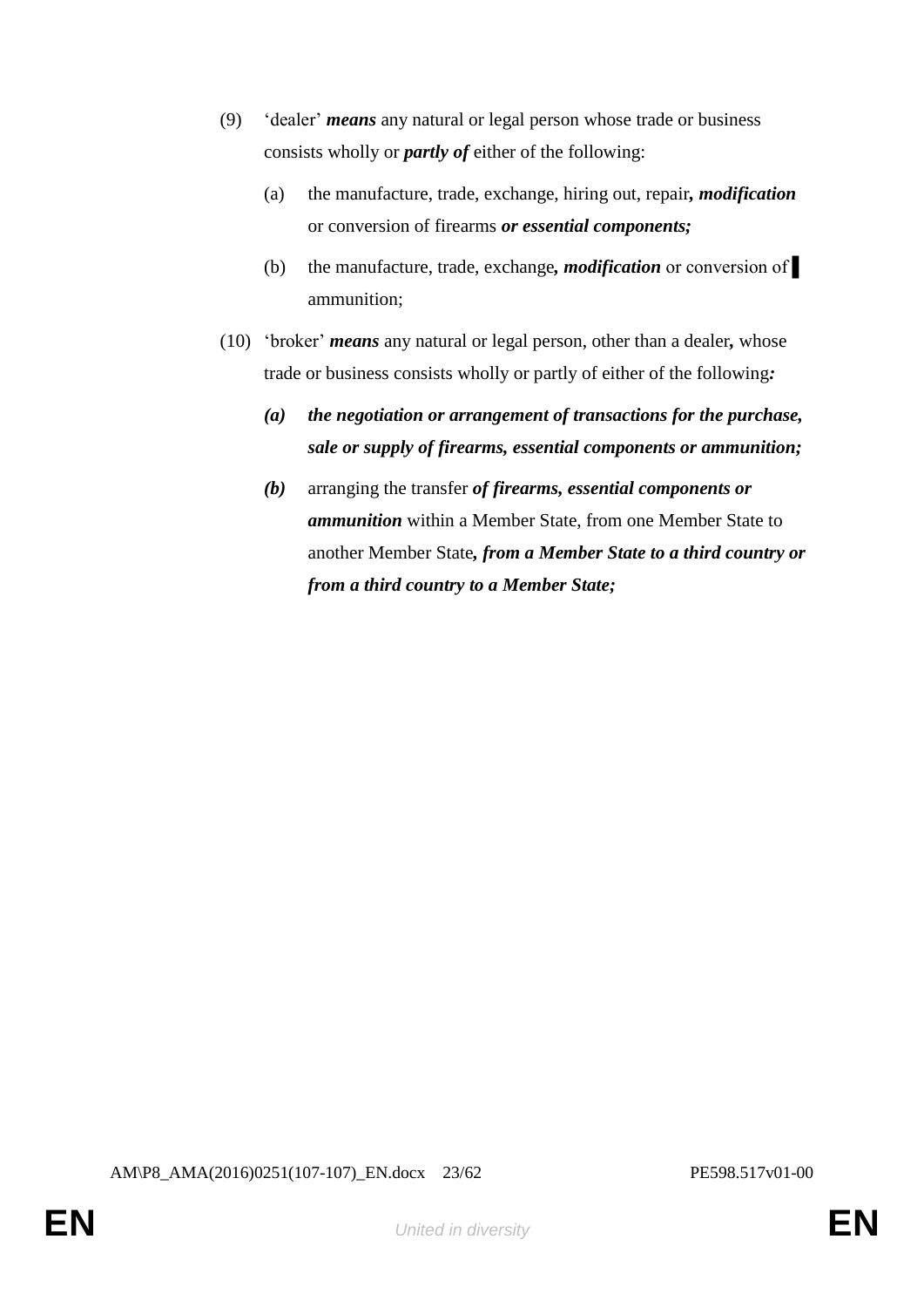(9) ‘dealer’ ***means*** any natural or legal person whose trade or business consists wholly or ***partly of*** either of the following:

   (a) the manufacture, trade, exchange, hiring out, repair***, modification*** or conversion of firearms ***or essential components;***

   (b) the manufacture, trade, exchange***, modification*** or conversion of ▌ ammunition;

(10) ‘broker’ ***means*** any natural or legal person, other than a dealer***,*** whose trade or business consists wholly or partly of either of the following***:***

   ***(a) the negotiation or arrangement of transactions for the purchase, sale or supply of firearms, essential components or ammunition;***

   ***(b)*** arranging the transfer ***of firearms, essential components or ammunition*** within a Member State, from one Member State to another Member State***, from a Member State to a third country or from a third country to a Member State;***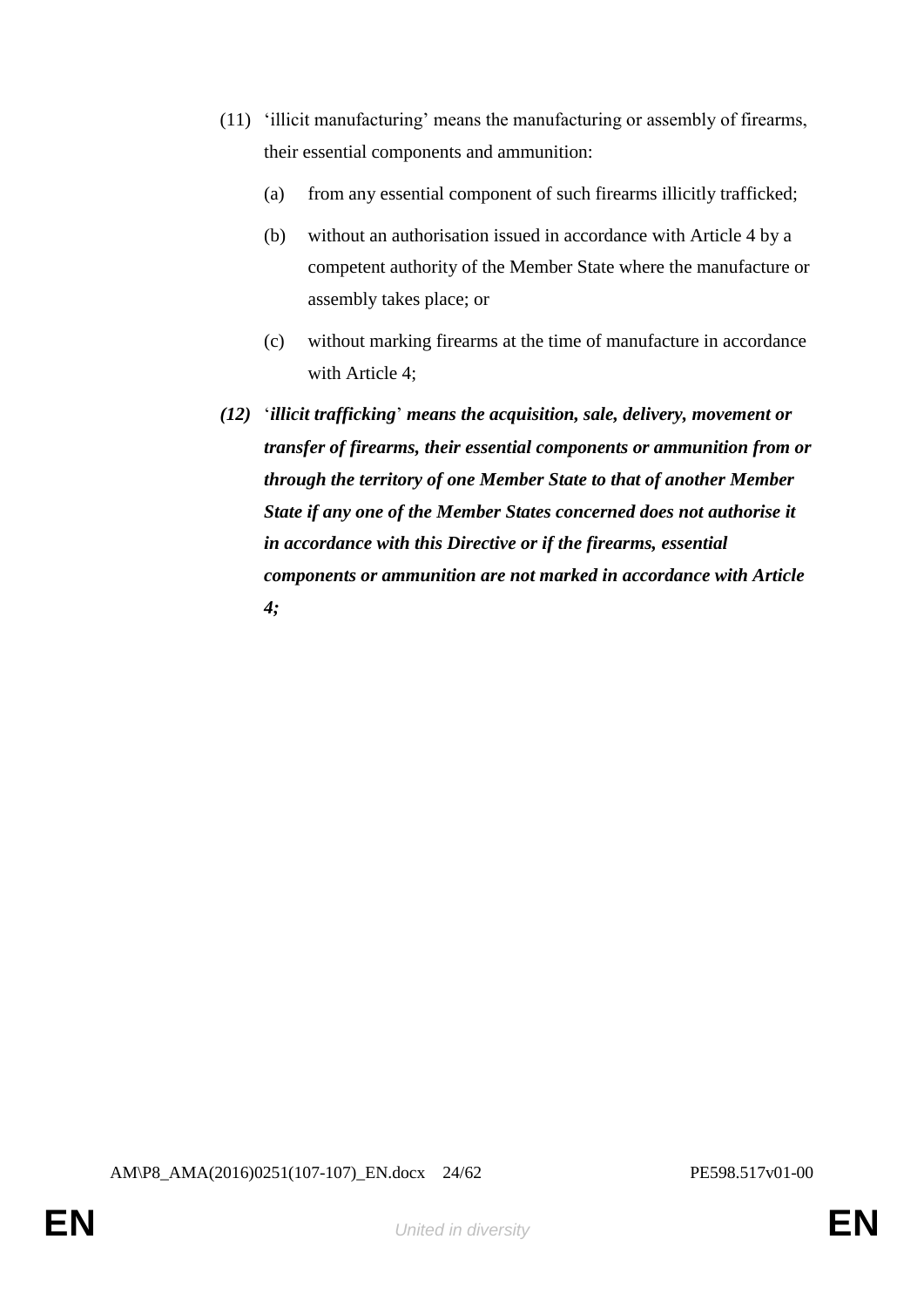(11) ‘illicit manufacturing’ means the manufacturing or assembly of firearms, their essential components and ammunition:

(a) from any essential component of such firearms illicitly trafficked;

(b) without an authorisation issued in accordance with Article 4 by a competent authority of the Member State where the manufacture or assembly takes place; or

(c) without marking firearms at the time of manufacture in accordance with Article 4;

***(12)*** ‘***illicit trafficking***’ ***means the acquisition, sale, delivery, movement or transfer of firearms, their essential components or ammunition from or through the territory of one Member State to that of another Member State if any one of the Member States concerned does not authorise it in accordance with this Directive or if the firearms, essential components or ammunition are not marked in accordance with Article 4;***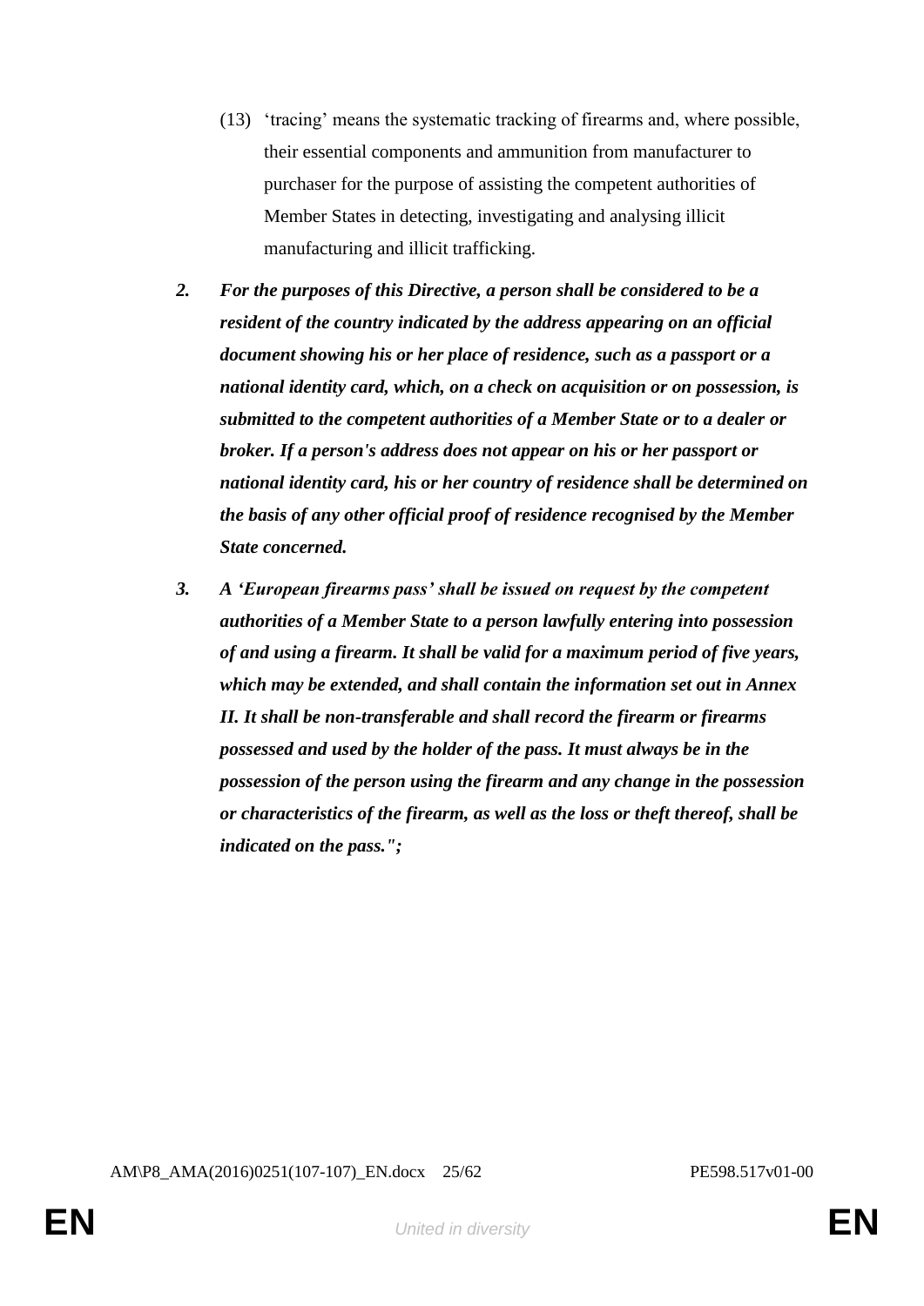(13) ‘tracing’ means the systematic tracking of firearms and, where possible, their essential components and ammunition from manufacturer to purchaser for the purpose of assisting the competent authorities of Member States in detecting, investigating and analysing illicit manufacturing and illicit trafficking.

***2. For the purposes of this Directive, a person shall be considered to be a resident of the country indicated by the address appearing on an official document showing his or her place of residence, such as a passport or a national identity card, which, on a check on acquisition or on possession, is submitted to the competent authorities of a Member State or to a dealer or broker. If a person's address does not appear on his or her passport or national identity card, his or her country of residence shall be determined on the basis of any other official proof of residence recognised by the Member State concerned.***

***3. A ‘European firearms pass’ shall be issued on request by the competent authorities of a Member State to a person lawfully entering into possession of and using a firearm. It shall be valid for a maximum period of five years, which may be extended, and shall contain the information set out in Annex II. It shall be non-transferable and shall record the firearm or firearms possessed and used by the holder of the pass. It must always be in the possession of the person using the firearm and any change in the possession or characteristics of the firearm, as well as the loss or theft thereof, shall be indicated on the pass.";***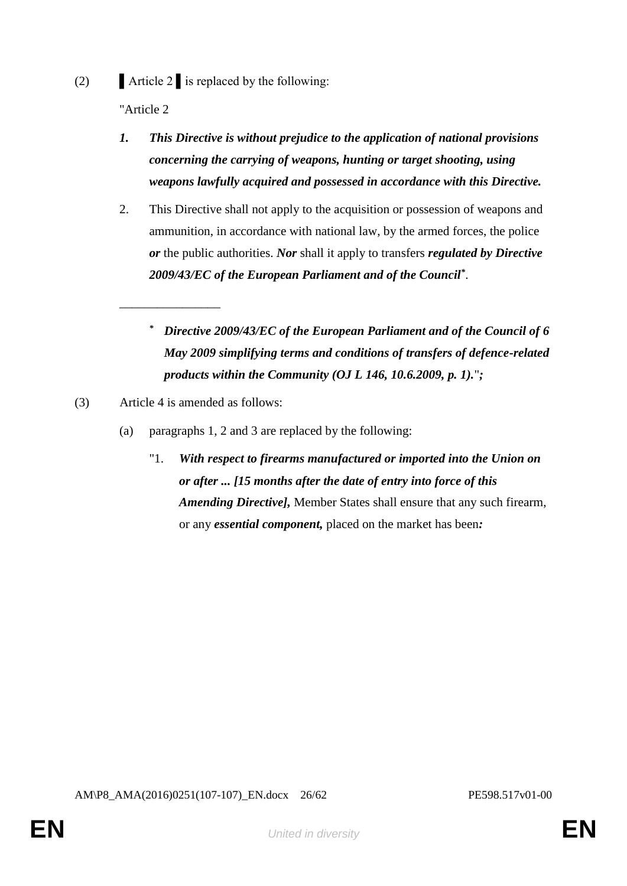(2) ▌Article 2▌ is replaced by the following:

"Article 2

***1. This Directive is without prejudice to the application of national provisions concerning the carrying of weapons, hunting or target shooting, using weapons lawfully acquired and possessed in accordance with this Directive.***

2. This Directive shall not apply to the acquisition or possession of weapons and ammunition, in accordance with national law, by the armed forces, the police ***or*** the public authorities. ***Nor*** shall it apply to transfers ***regulated by Directive 2009/43/EC of the European Parliament and of the Council****.

________________

\* ***Directive 2009/43/EC of the European Parliament and of the Council of 6 May 2009 simplifying terms and conditions of transfers of defence-related products within the Community (OJ L 146, 10.6.2009, p. 1).***"***;***

(3) Article 4 is amended as follows:

(a) paragraphs 1, 2 and 3 are replaced by the following:

"1. ***With respect to firearms manufactured or imported into the Union on or after ... [15 months after the date of entry into force of this Amending Directive],*** Member States shall ensure that any such firearm, or any ***essential component,*** placed on the market has been***:***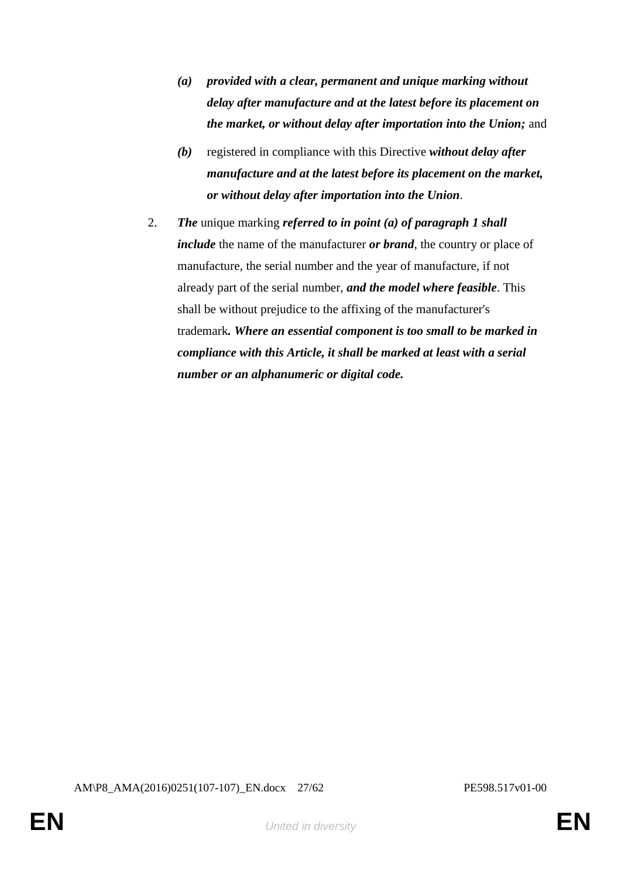*(a)* ***provided with a clear, permanent and unique marking without delay after manufacture and at the latest before its placement on the market, or without delay after importation into the Union;*** and

*(b)* registered in compliance with this Directive ***without delay after manufacture and at the latest before its placement on the market, or without delay after importation into the Union***.

2. ***The*** unique marking ***referred to in point (a) of paragraph 1 shall include*** the name of the manufacturer ***or brand***, the country or place of manufacture, the serial number and the year of manufacture, if not already part of the serial number, ***and the model where feasible***. This shall be without prejudice to the affixing of the manufacturer's trademark***. Where an essential component is too small to be marked in compliance with this Article, it shall be marked at least with a serial number or an alphanumeric or digital code.***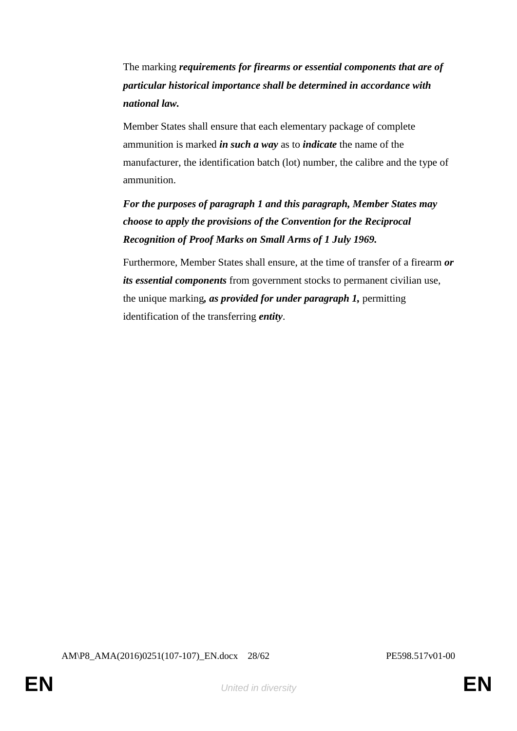The marking ***requirements for firearms or essential components that are of particular historical importance shall be determined in accordance with national law.***

Member States shall ensure that each elementary package of complete ammunition is marked ***in such a way*** as to ***indicate*** the name of the manufacturer, the identification batch (lot) number, the calibre and the type of ammunition.

***For the purposes of paragraph 1 and this paragraph, Member States may choose to apply the provisions of the Convention for the Reciprocal Recognition of Proof Marks on Small Arms of 1 July 1969.***

Furthermore, Member States shall ensure, at the time of transfer of a firearm ***or its essential components*** from government stocks to permanent civilian use, the unique marking***, as provided for under paragraph 1,*** permitting identification of the transferring ***entity***.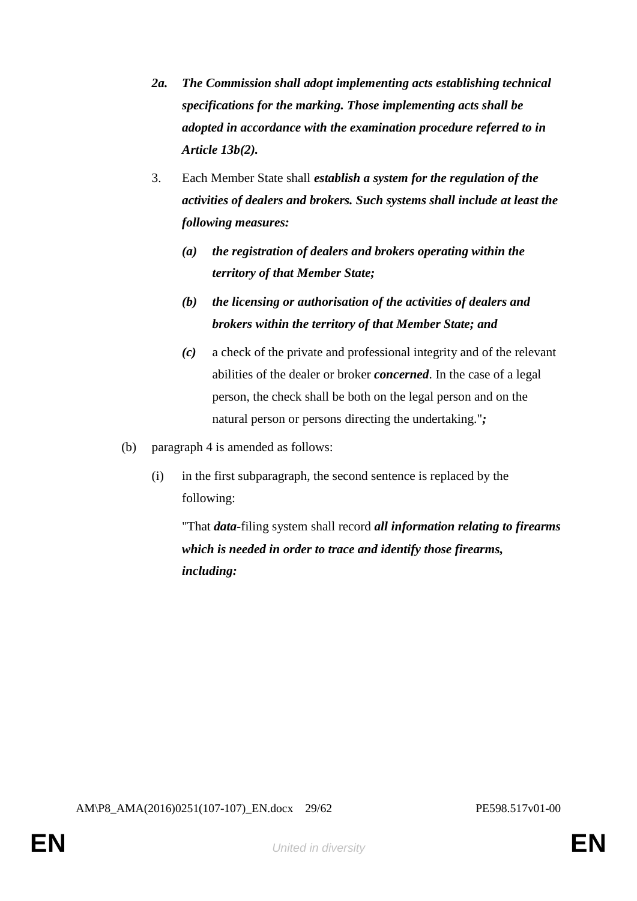***2a. The Commission shall adopt implementing acts establishing technical specifications for the marking. Those implementing acts shall be adopted in accordance with the examination procedure referred to in Article 13b(2).***

3. Each Member State shall ***establish a system for the regulation of the activities of dealers and brokers. Such systems shall include at least the following measures:***

***(a) the registration of dealers and brokers operating within the territory of that Member State;***

***(b) the licensing or authorisation of the activities of dealers and brokers within the territory of that Member State; and***

***(c)*** a check of the private and professional integrity and of the relevant abilities of the dealer or broker ***concerned***. In the case of a legal person, the check shall be both on the legal person and on the natural person or persons directing the undertaking."***;***

(b) paragraph 4 is amended as follows:

(i) in the first subparagraph, the second sentence is replaced by the following:

"That ***data-***filing system shall record ***all information relating to firearms which is needed in order to trace and identify those firearms, including:***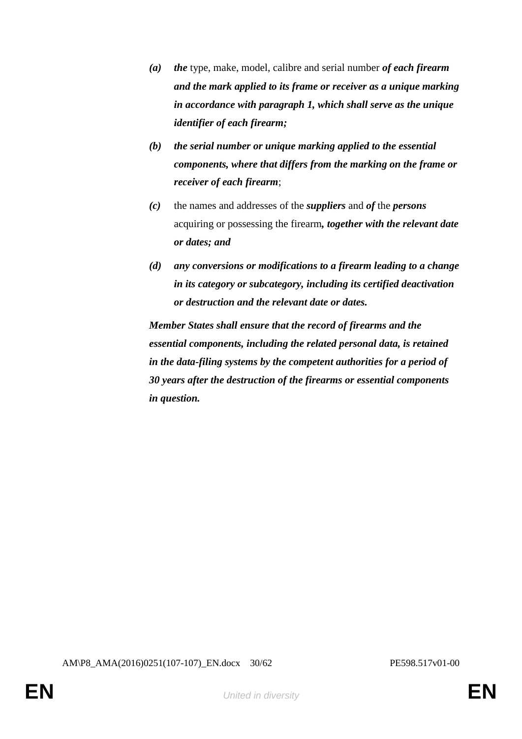*(a)* ***the*** type, make, model, calibre and serial number ***of each firearm and the mark applied to its frame or receiver as a unique marking in accordance with paragraph 1, which shall serve as the unique identifier of each firearm;***

*(b)* ***the serial number or unique marking applied to the essential components, where that differs from the marking on the frame or receiver of each firearm***;

*(c)* the names and addresses of the ***suppliers*** and ***of*** the ***persons*** acquiring or possessing the firearm***, together with the relevant date or dates; and***

*(d)* ***any conversions or modifications to a firearm leading to a change in its category or subcategory, including its certified deactivation or destruction and the relevant date or dates.***

***Member States shall ensure that the record of firearms and the essential components, including the related personal data, is retained in the data-filing systems by the competent authorities for a period of 30 years after the destruction of the firearms or essential components in question.***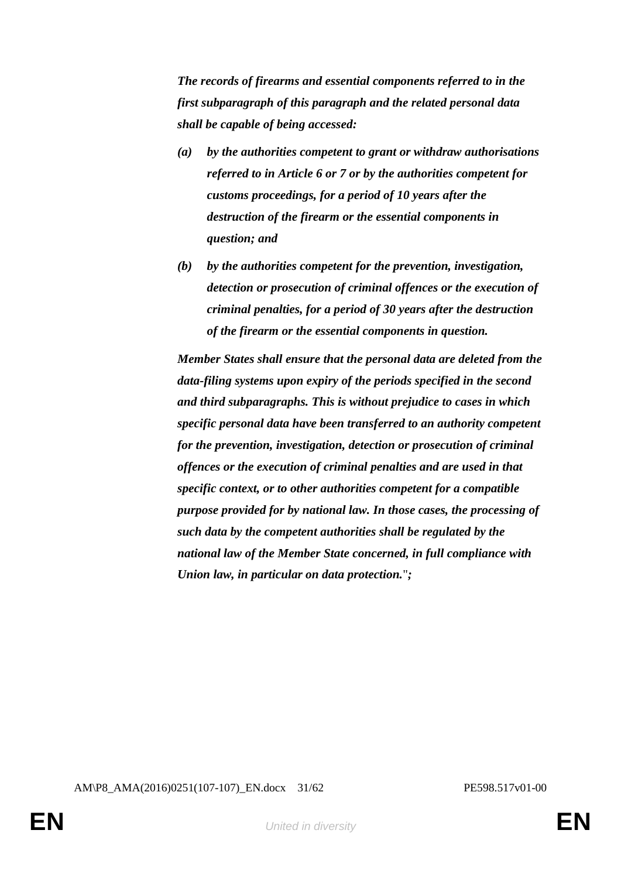***The records of firearms and essential components referred to in the first subparagraph of this paragraph and the related personal data shall be capable of being accessed:***

***(a)*** ***by the authorities competent to grant or withdraw authorisations referred to in Article 6 or 7 or by the authorities competent for customs proceedings, for a period of 10 years after the destruction of the firearm or the essential components in question; and***

***(b)*** ***by the authorities competent for the prevention, investigation, detection or prosecution of criminal offences or the execution of criminal penalties, for a period of 30 years after the destruction of the firearm or the essential components in question.***

***Member States shall ensure that the personal data are deleted from the data-filing systems upon expiry of the periods specified in the second and third subparagraphs. This is without prejudice to cases in which specific personal data have been transferred to an authority competent for the prevention, investigation, detection or prosecution of criminal offences or the execution of criminal penalties and are used in that specific context, or to other authorities competent for a compatible purpose provided for by national law. In those cases, the processing of such data by the competent authorities shall be regulated by the national law of the Member State concerned, in full compliance with Union law, in particular on data protection.***"***;***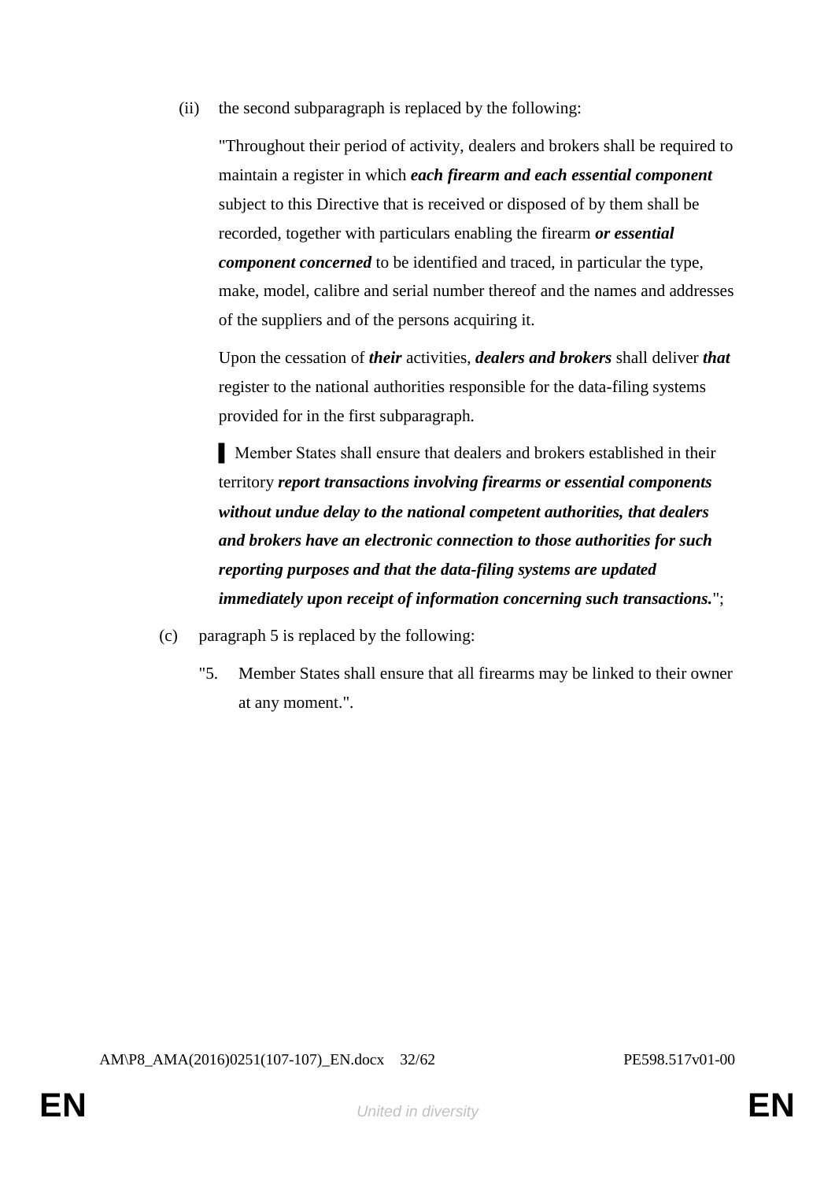(ii) the second subparagraph is replaced by the following:

"Throughout their period of activity, dealers and brokers shall be required to maintain a register in which ***each firearm and each essential component*** subject to this Directive that is received or disposed of by them shall be recorded, together with particulars enabling the firearm ***or essential component concerned*** to be identified and traced, in particular the type, make, model, calibre and serial number thereof and the names and addresses of the suppliers and of the persons acquiring it.

Upon the cessation of ***their*** activities, ***dealers and brokers*** shall deliver ***that*** register to the national authorities responsible for the data-filing systems provided for in the first subparagraph.

▌ Member States shall ensure that dealers and brokers established in their territory ***report transactions involving firearms or essential components without undue delay to the national competent authorities, that dealers and brokers have an electronic connection to those authorities for such reporting purposes and that the data-filing systems are updated immediately upon receipt of information concerning such transactions.***";

(c) paragraph 5 is replaced by the following:

"5. Member States shall ensure that all firearms may be linked to their owner at any moment.".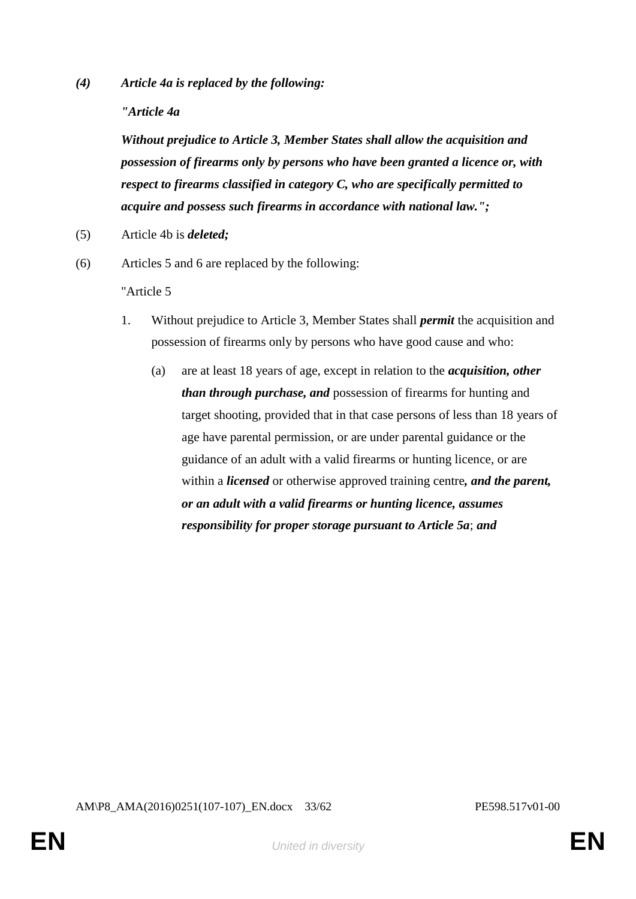***(4) Article 4a is replaced by the following:***

***"Article 4a***

***Without prejudice to Article 3, Member States shall allow the acquisition and possession of firearms only by persons who have been granted a licence or, with respect to firearms classified in category C, who are specifically permitted to acquire and possess such firearms in accordance with national law.";***

(5) Article 4b is ***deleted;***

(6) Articles 5 and 6 are replaced by the following:

"Article 5

1. Without prejudice to Article 3, Member States shall ***permit*** the acquisition and possession of firearms only by persons who have good cause and who:

   (a) are at least 18 years of age, except in relation to the ***acquisition, other than through purchase, and*** possession of firearms for hunting and target shooting, provided that in that case persons of less than 18 years of age have parental permission, or are under parental guidance or the guidance of an adult with a valid firearms or hunting licence, or are within a ***licensed*** or otherwise approved training centre***, and the parent, or an adult with a valid firearms or hunting licence, assumes responsibility for proper storage pursuant to Article 5a***; ***and***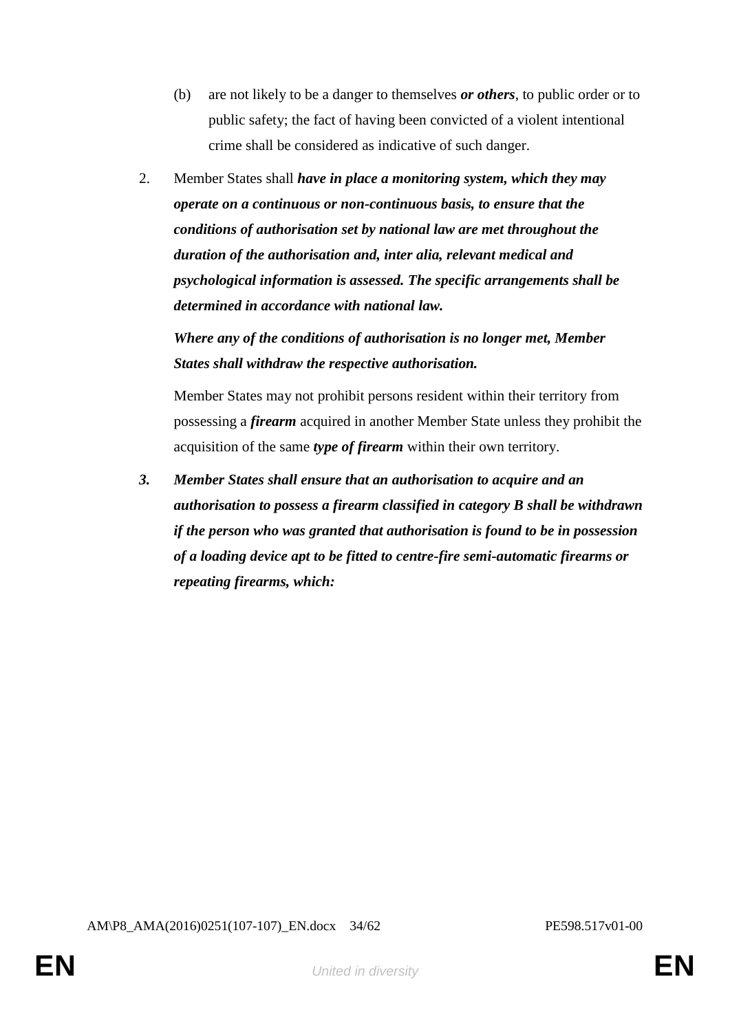(b) are not likely to be a danger to themselves ***or others***, to public order or to public safety; the fact of having been convicted of a violent intentional crime shall be considered as indicative of such danger.

2. Member States shall ***have in place a monitoring system, which they may operate on a continuous or non-continuous basis, to ensure that the conditions of authorisation set by national law are met throughout the duration of the authorisation and, inter alia, relevant medical and psychological information is assessed. The specific arrangements shall be determined in accordance with national law.***

   ***Where any of the conditions of authorisation is no longer met, Member States shall withdraw the respective authorisation.***

   Member States may not prohibit persons resident within their territory from possessing a ***firearm*** acquired in another Member State unless they prohibit the acquisition of the same ***type of firearm*** within their own territory.

***3. Member States shall ensure that an authorisation to acquire and an authorisation to possess a firearm classified in category B shall be withdrawn if the person who was granted that authorisation is found to be in possession of a loading device apt to be fitted to centre-fire semi-automatic firearms or repeating firearms, which:***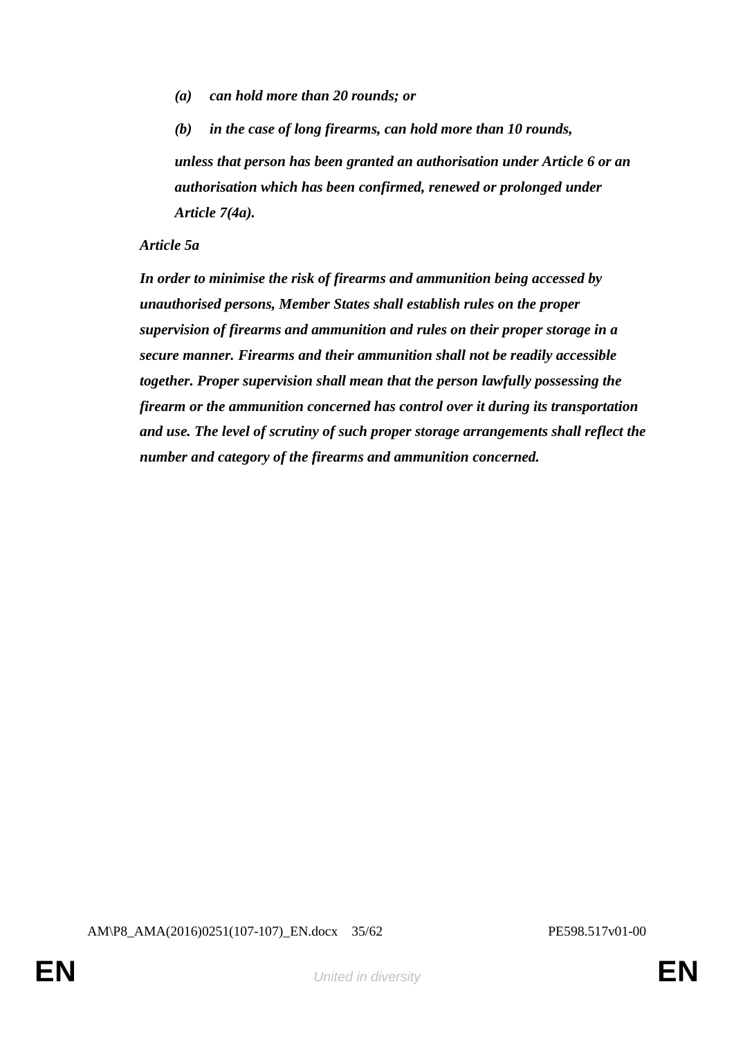*(a)* ***can hold more than 20 rounds; or***

*(b)* ***in the case of long firearms, can hold more than 10 rounds,***

***unless that person has been granted an authorisation under Article 6 or an authorisation which has been confirmed, renewed or prolonged under Article 7(4a).***

*Article 5a*

***In order to minimise the risk of firearms and ammunition being accessed by unauthorised persons, Member States shall establish rules on the proper supervision of firearms and ammunition and rules on their proper storage in a secure manner. Firearms and their ammunition shall not be readily accessible together. Proper supervision shall mean that the person lawfully possessing the firearm or the ammunition concerned has control over it during its transportation and use. The level of scrutiny of such proper storage arrangements shall reflect the number and category of the firearms and ammunition concerned.***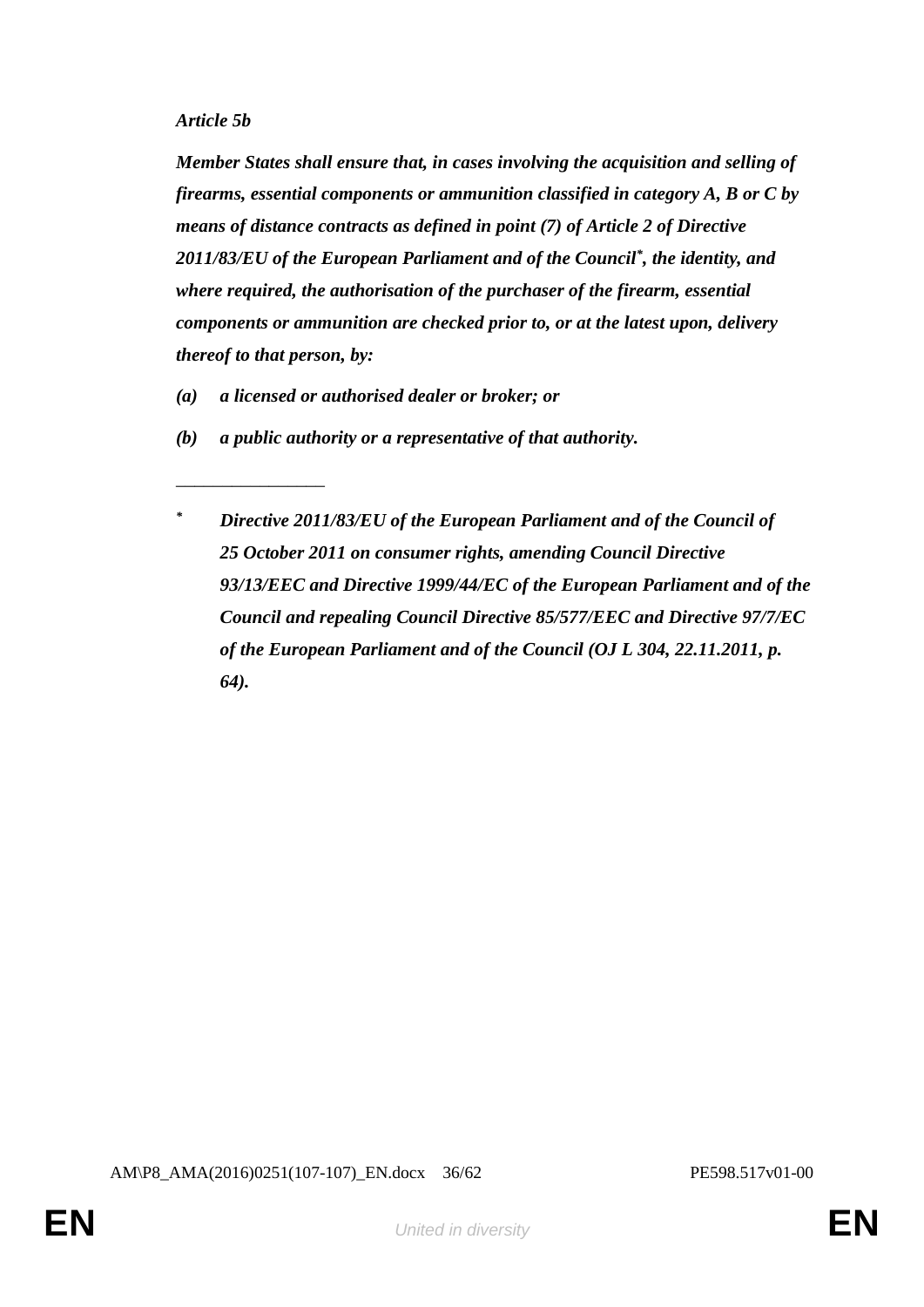***Article 5b***

***Member States shall ensure that, in cases involving the acquisition and selling of firearms, essential components or ammunition classified in category A, B or C by means of distance contracts as defined in point (7) of Article 2 of Directive 2011/83/EU of the European Parliament and of the Council*, the identity, and where required, the authorisation of the purchaser of the firearm, essential components or ammunition are checked prior to, or at the latest upon, delivery thereof to that person, by:***

***(a)*** ***a licensed or authorised dealer or broker; or***

***(b)*** ***a public authority or a representative of that authority.***

---

\* ***Directive 2011/83/EU of the European Parliament and of the Council of 25 October 2011 on consumer rights, amending Council Directive 93/13/EEC and Directive 1999/44/EC of the European Parliament and of the Council and repealing Council Directive 85/577/EEC and Directive 97/7/EC of the European Parliament and of the Council (OJ L 304, 22.11.2011, p. 64).***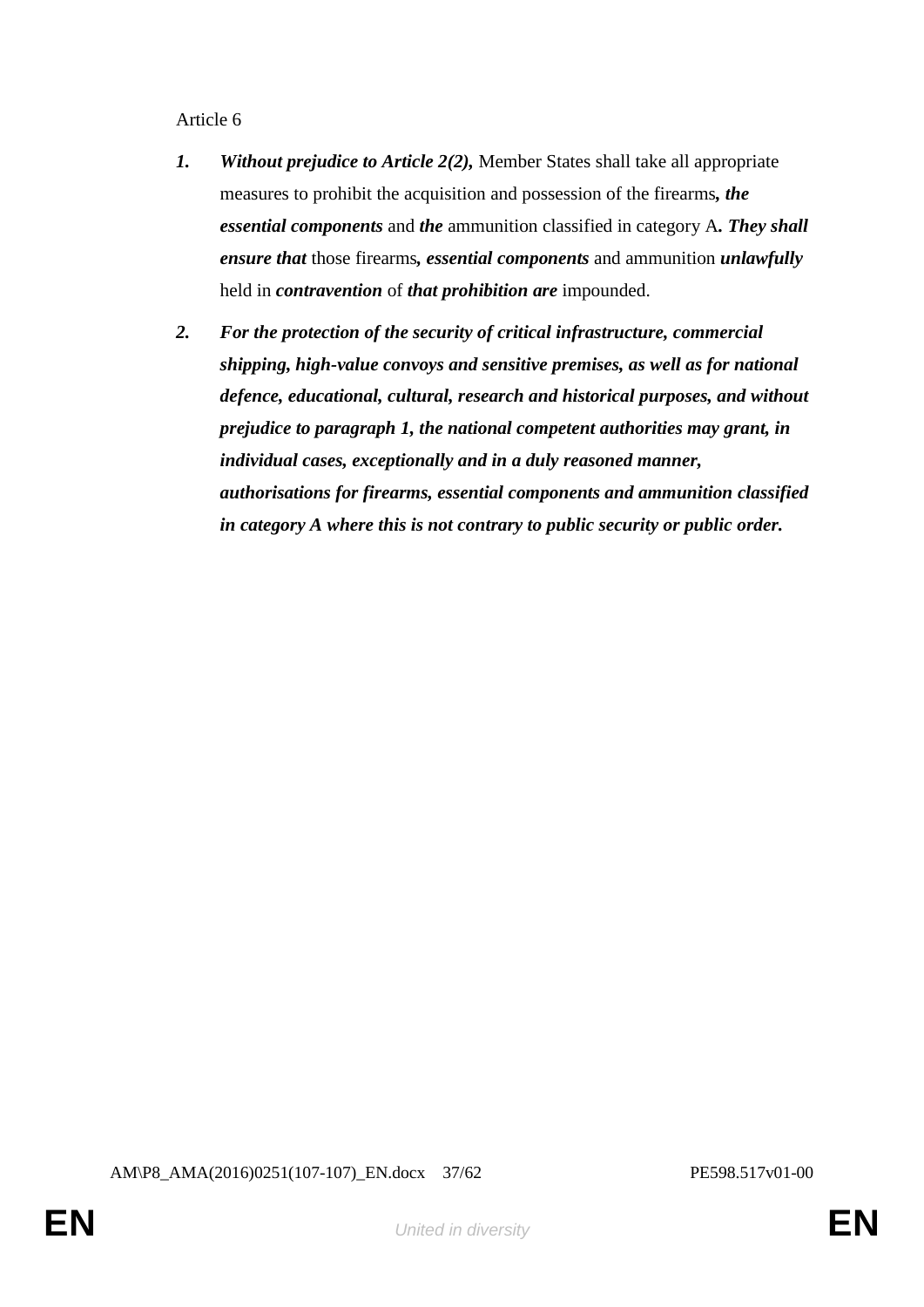Article 6

1. ***Without prejudice to Article 2(2),*** Member States shall take all appropriate measures to prohibit the acquisition and possession of the firearms***, the essential components*** and ***the*** ammunition classified in category A***. They shall ensure that*** those firearms***, essential components*** and ammunition ***unlawfully*** held in ***contravention*** of ***that prohibition are*** impounded.

2. ***For the protection of the security of critical infrastructure, commercial shipping, high-value convoys and sensitive premises, as well as for national defence, educational, cultural, research and historical purposes, and without prejudice to paragraph 1, the national competent authorities may grant, in individual cases, exceptionally and in a duly reasoned manner, authorisations for firearms, essential components and ammunition classified in category A where this is not contrary to public security or public order.***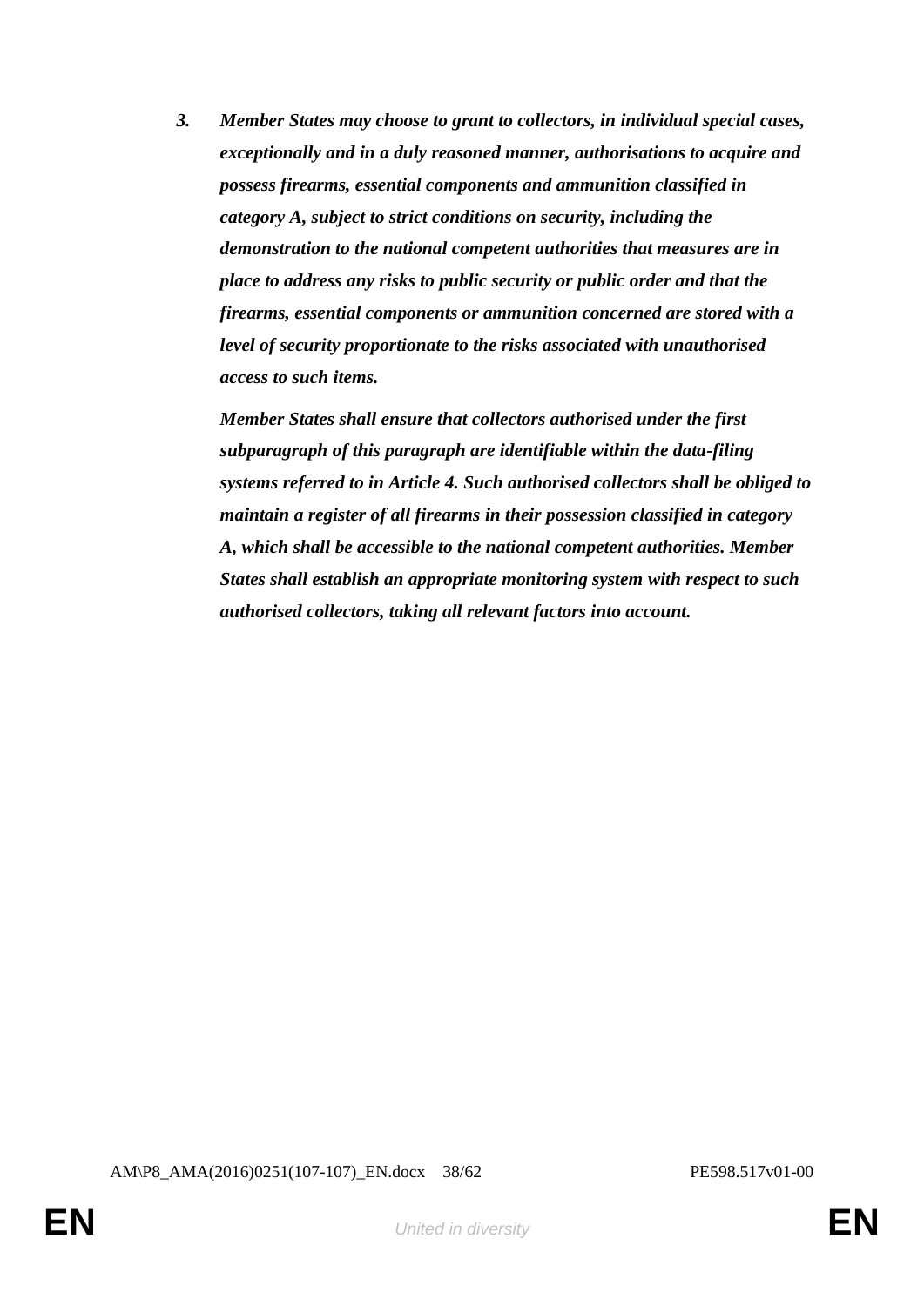***3. Member States may choose to grant to collectors, in individual special cases, exceptionally and in a duly reasoned manner, authorisations to acquire and possess firearms, essential components and ammunition classified in category A, subject to strict conditions on security, including the demonstration to the national competent authorities that measures are in place to address any risks to public security or public order and that the firearms, essential components or ammunition concerned are stored with a level of security proportionate to the risks associated with unauthorised access to such items.***

***Member States shall ensure that collectors authorised under the first subparagraph of this paragraph are identifiable within the data-filing systems referred to in Article 4. Such authorised collectors shall be obliged to maintain a register of all firearms in their possession classified in category A, which shall be accessible to the national competent authorities. Member States shall establish an appropriate monitoring system with respect to such authorised collectors, taking all relevant factors into account.***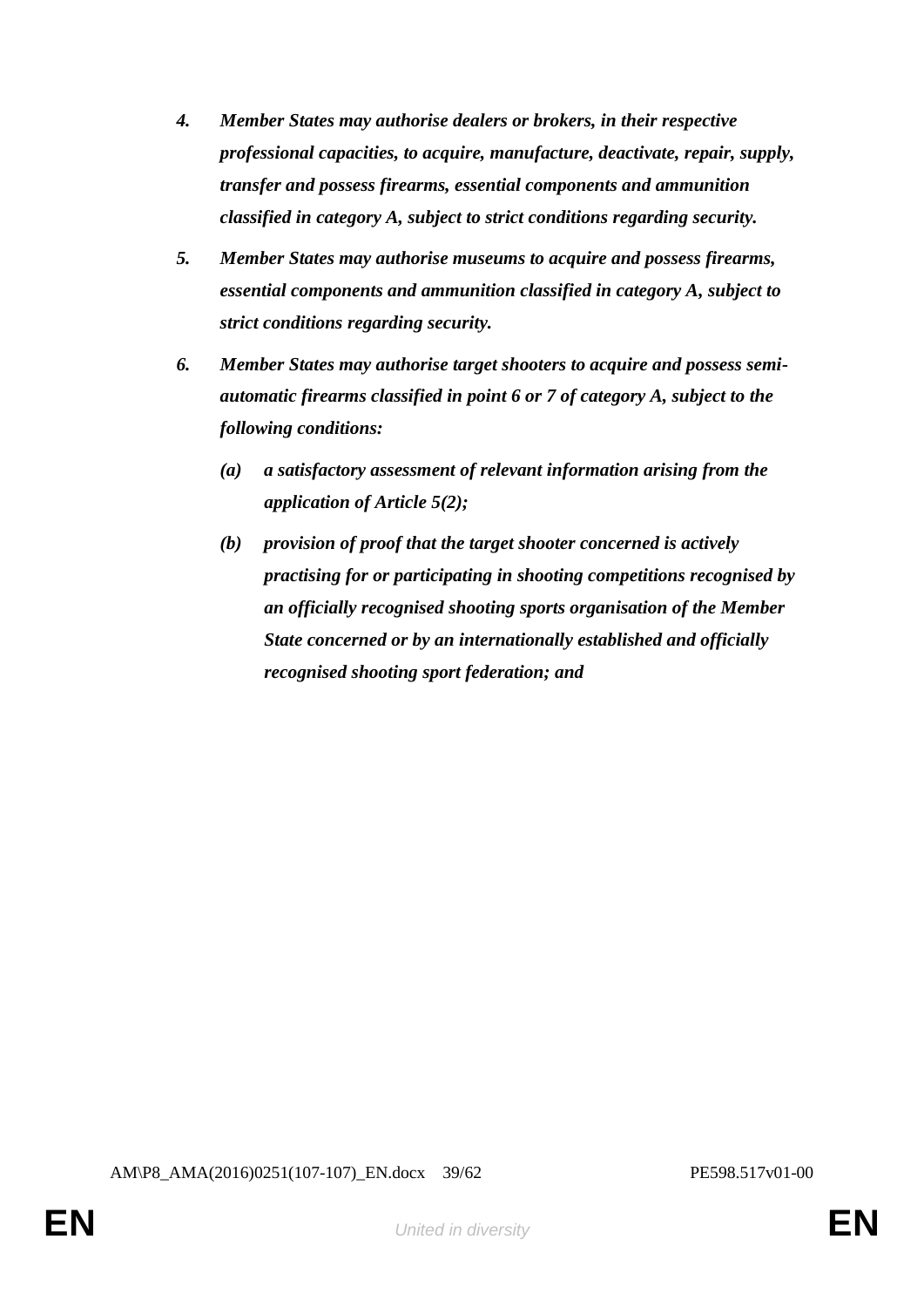4. ***Member States may authorise dealers or brokers, in their respective professional capacities, to acquire, manufacture, deactivate, repair, supply, transfer and possess firearms, essential components and ammunition classified in category A, subject to strict conditions regarding security.***

5. ***Member States may authorise museums to acquire and possess firearms, essential components and ammunition classified in category A, subject to strict conditions regarding security.***

6. ***Member States may authorise target shooters to acquire and possess semi-automatic firearms classified in point 6 or 7 of category A, subject to the following conditions:***

   ***(a) a satisfactory assessment of relevant information arising from the application of Article 5(2);***

   ***(b) provision of proof that the target shooter concerned is actively practising for or participating in shooting competitions recognised by an officially recognised shooting sports organisation of the Member State concerned or by an internationally established and officially recognised shooting sport federation; and***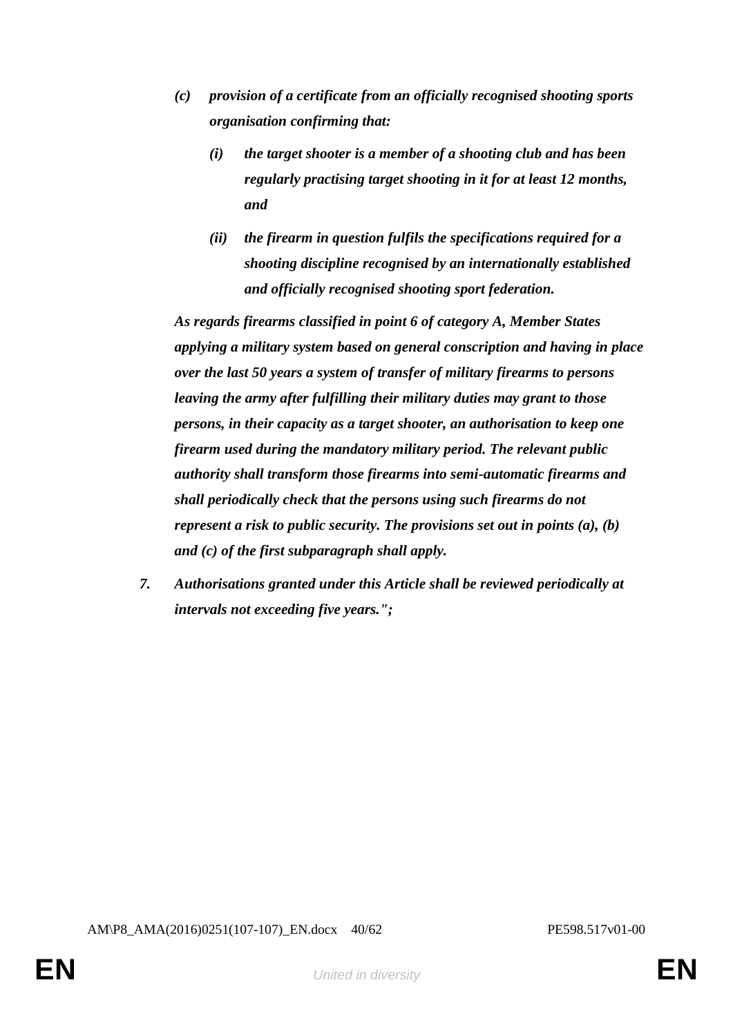*(c) provision of a certificate from an officially recognised shooting sports organisation confirming that:*

*(i) the target shooter is a member of a shooting club and has been regularly practising target shooting in it for at least 12 months, and*

*(ii) the firearm in question fulfils the specifications required for a shooting discipline recognised by an internationally established and officially recognised shooting sport federation.*

*As regards firearms classified in point 6 of category A, Member States applying a military system based on general conscription and having in place over the last 50 years a system of transfer of military firearms to persons leaving the army after fulfilling their military duties may grant to those persons, in their capacity as a target shooter, an authorisation to keep one firearm used during the mandatory military period. The relevant public authority shall transform those firearms into semi-automatic firearms and shall periodically check that the persons using such firearms do not represent a risk to public security. The provisions set out in points (a), (b) and (c) of the first subparagraph shall apply.*

*7. Authorisations granted under this Article shall be reviewed periodically at intervals not exceeding five years.";*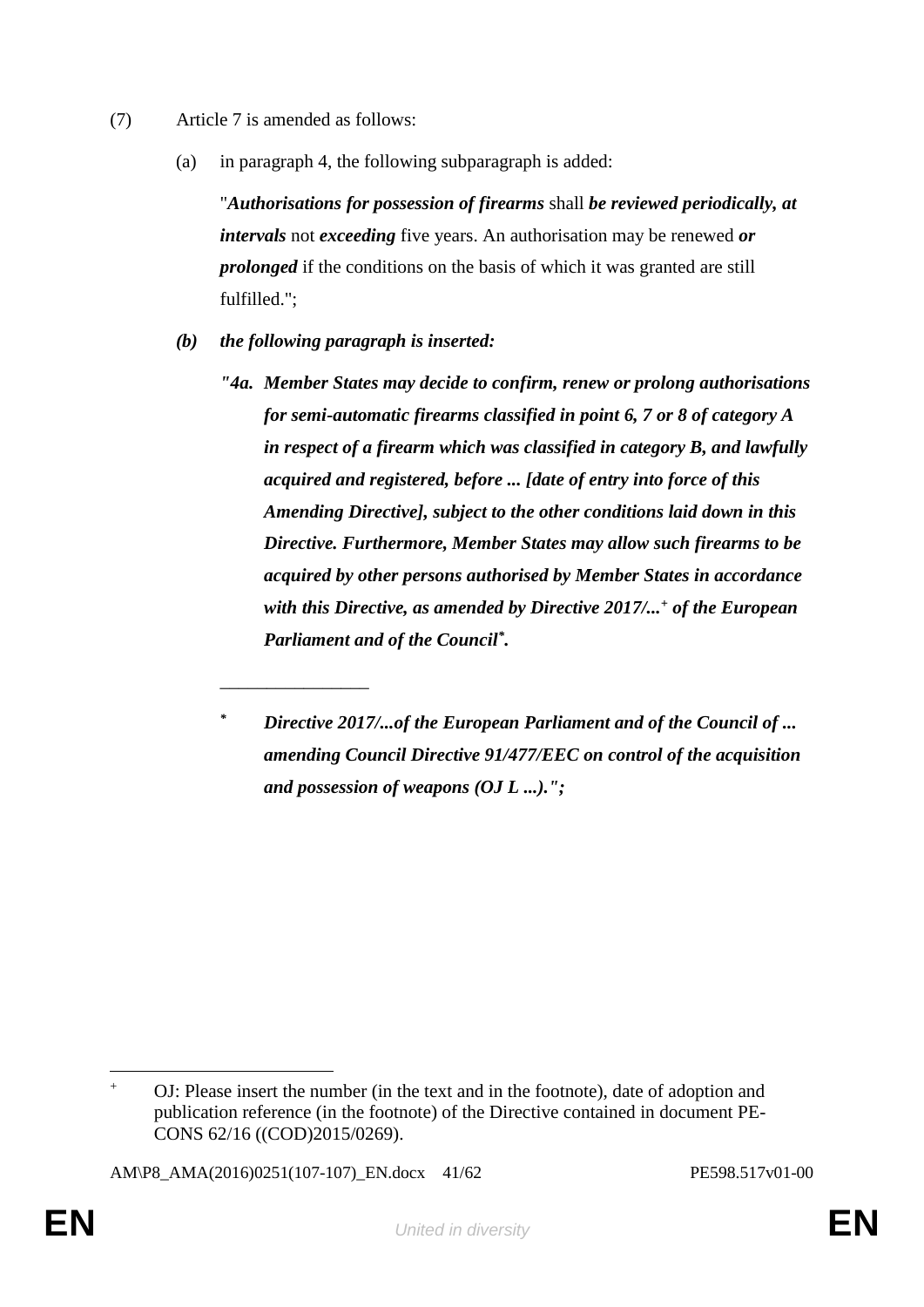(7) Article 7 is amended as follows:

(a) in paragraph 4, the following subparagraph is added:

"***Authorisations for possession of firearms*** shall ***be reviewed periodically, at intervals*** not ***exceeding*** five years. An authorisation may be renewed ***or prolonged*** if the conditions on the basis of which it was granted are still fulfilled.";

***(b) the following paragraph is inserted:***

***"4a. Member States may decide to confirm, renew or prolong authorisations for semi-automatic firearms classified in point 6, 7 or 8 of category A in respect of a firearm which was classified in category B, and lawfully acquired and registered, before ... [date of entry into force of this Amending Directive], subject to the other conditions laid down in this Directive. Furthermore, Member States may allow such firearms to be acquired by other persons authorised by Member States in accordance with this Directive, as amended by Directive 2017/...[+] of the European Parliament and of the Council[*].***

________________

[*] ***Directive 2017/...of the European Parliament and of the Council of ... amending Council Directive 91/477/EEC on control of the acquisition and possession of weapons (OJ L ...).";***

---

[+] OJ: Please insert the number (in the text and in the footnote), date of adoption and publication reference (in the footnote) of the Directive contained in document PE-CONS 62/16 ((COD)2015/0269).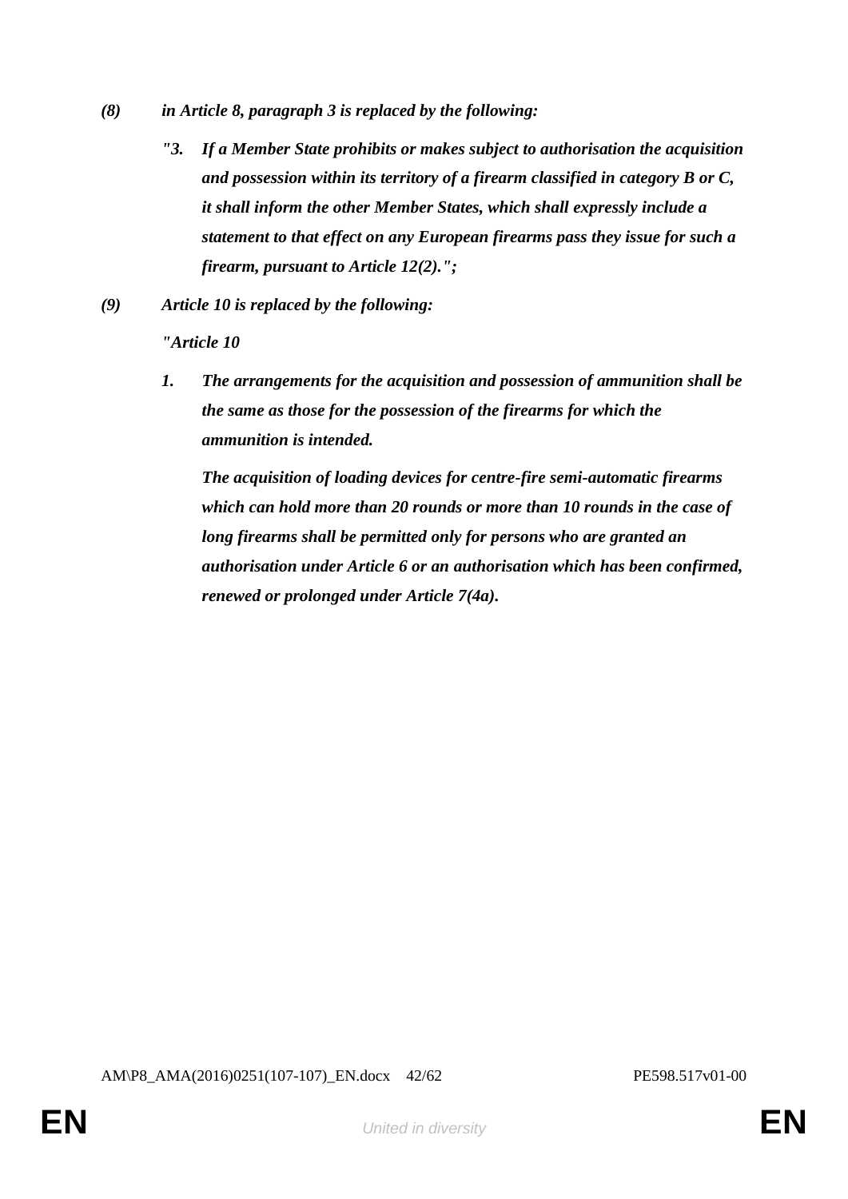*(8)* ***in Article 8, paragraph 3 is replaced by the following:***

***"3. If a Member State prohibits or makes subject to authorisation the acquisition and possession within its territory of a firearm classified in category B or C, it shall inform the other Member States, which shall expressly include a statement to that effect on any European firearms pass they issue for such a firearm, pursuant to Article 12(2).";***

*(9)* ***Article 10 is replaced by the following:***

***"Article 10***

***1. The arrangements for the acquisition and possession of ammunition shall be the same as those for the possession of the firearms for which the ammunition is intended.***

***The acquisition of loading devices for centre-fire semi-automatic firearms which can hold more than 20 rounds or more than 10 rounds in the case of long firearms shall be permitted only for persons who are granted an authorisation under Article 6 or an authorisation which has been confirmed, renewed or prolonged under Article 7(4a).***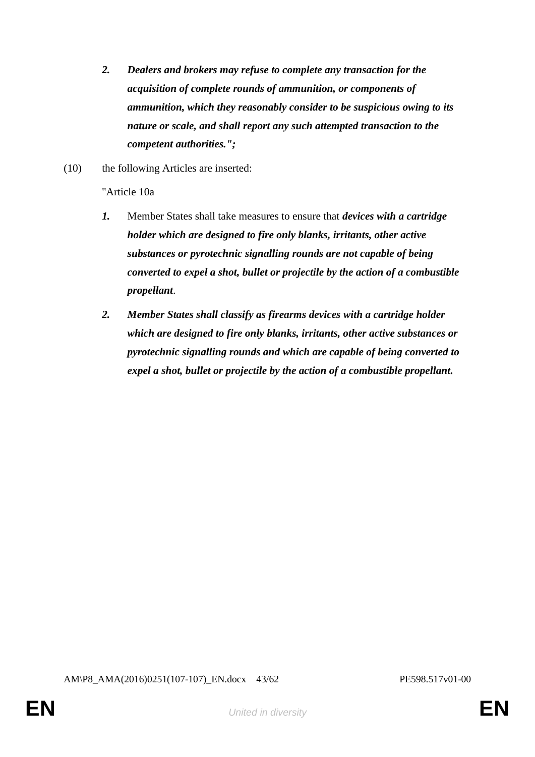***2. Dealers and brokers may refuse to complete any transaction for the acquisition of complete rounds of ammunition, or components of ammunition, which they reasonably consider to be suspicious owing to its nature or scale, and shall report any such attempted transaction to the competent authorities.";***

(10) the following Articles are inserted:

"Article 10a

***1.*** Member States shall take measures to ensure that ***devices with a cartridge holder which are designed to fire only blanks, irritants, other active substances or pyrotechnic signalling rounds are not capable of being converted to expel a shot, bullet or projectile by the action of a combustible propellant***.

***2. Member States shall classify as firearms devices with a cartridge holder which are designed to fire only blanks, irritants, other active substances or pyrotechnic signalling rounds and which are capable of being converted to expel a shot, bullet or projectile by the action of a combustible propellant.***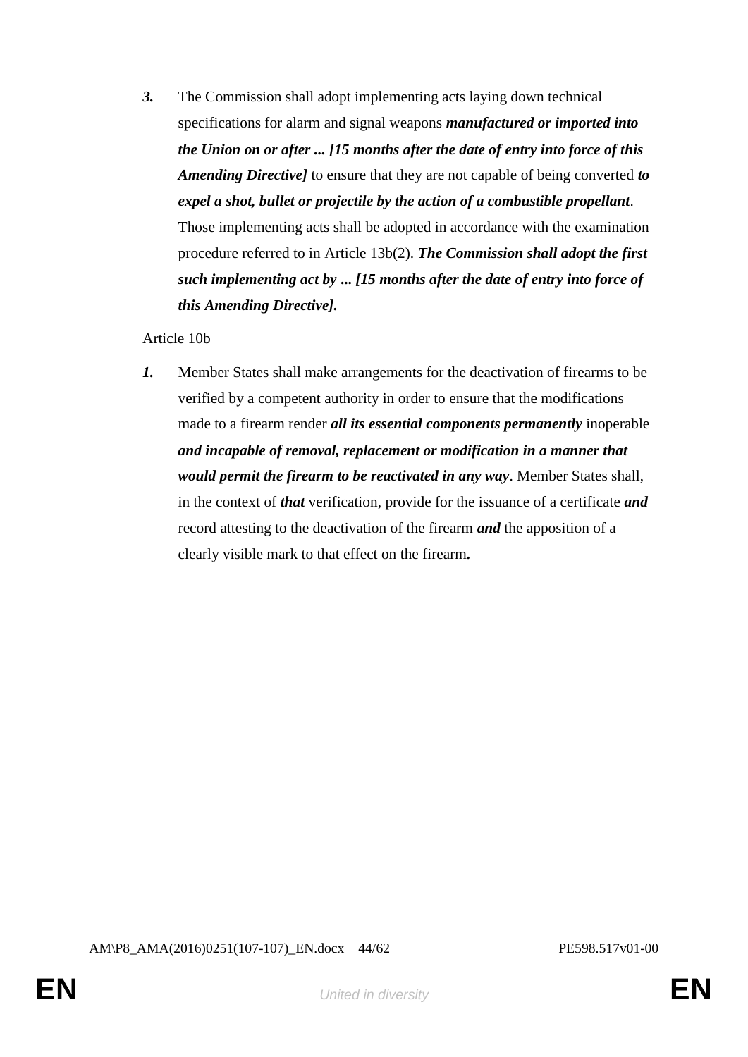***3.*** The Commission shall adopt implementing acts laying down technical specifications for alarm and signal weapons ***manufactured or imported into the Union on or after ... [15 months after the date of entry into force of this Amending Directive]*** to ensure that they are not capable of being converted ***to expel a shot, bullet or projectile by the action of a combustible propellant***. Those implementing acts shall be adopted in accordance with the examination procedure referred to in Article 13b(2). ***The Commission shall adopt the first such implementing act by ... [15 months after the date of entry into force of this Amending Directive].***

Article 10b

***1.*** Member States shall make arrangements for the deactivation of firearms to be verified by a competent authority in order to ensure that the modifications made to a firearm render ***all its essential components permanently*** inoperable ***and incapable of removal, replacement or modification in a manner that would permit the firearm to be reactivated in any way***. Member States shall, in the context of ***that*** verification, provide for the issuance of a certificate ***and*** record attesting to the deactivation of the firearm ***and*** the apposition of a clearly visible mark to that effect on the firearm**.**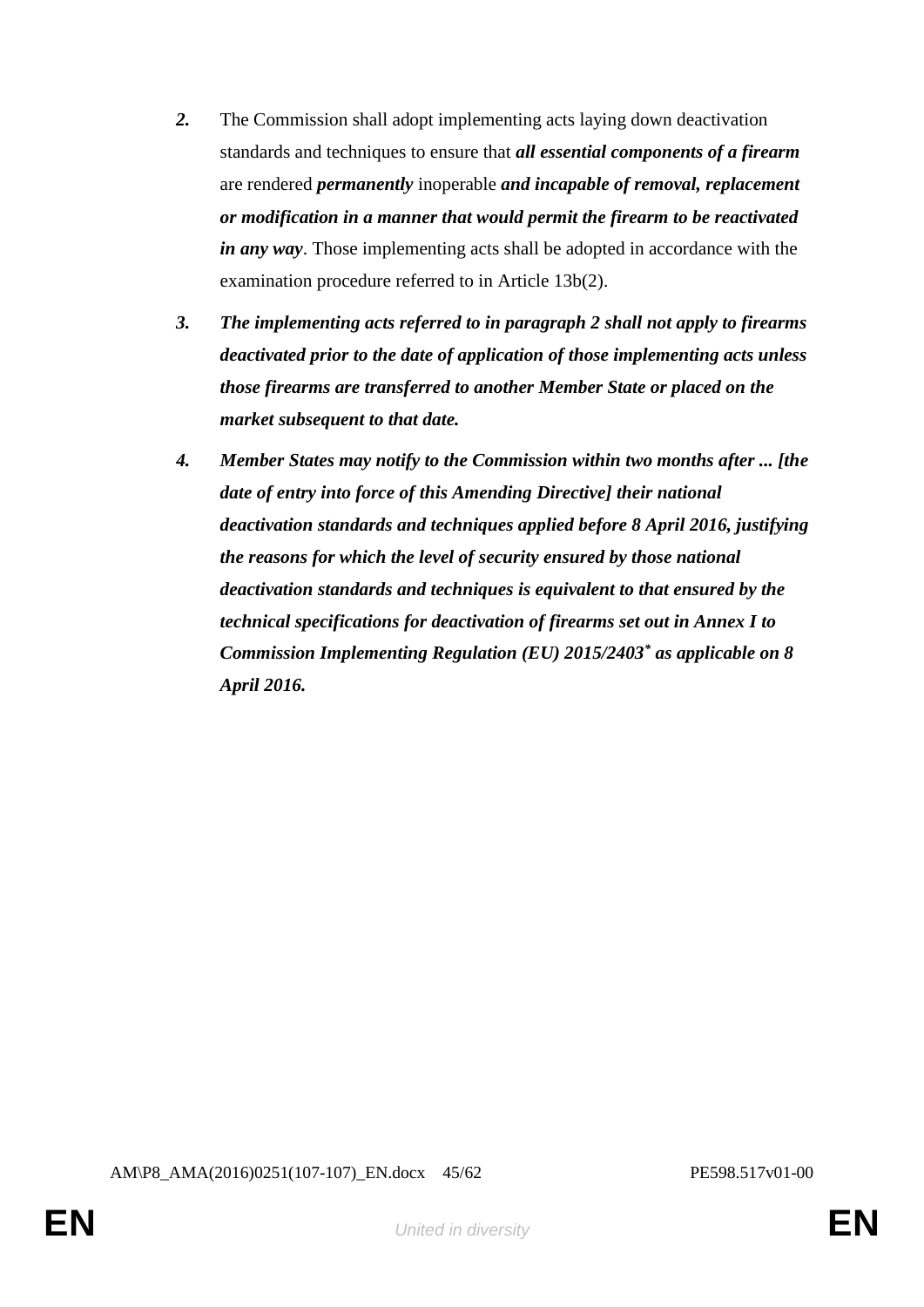*2.* The Commission shall adopt implementing acts laying down deactivation standards and techniques to ensure that ***all essential components of a firearm*** are rendered ***permanently*** inoperable ***and incapable of removal, replacement or modification in a manner that would permit the firearm to be reactivated in any way***. Those implementing acts shall be adopted in accordance with the examination procedure referred to in Article 13b(2).

***3. The implementing acts referred to in paragraph 2 shall not apply to firearms deactivated prior to the date of application of those implementing acts unless those firearms are transferred to another Member State or placed on the market subsequent to that date.***

***4. Member States may notify to the Commission within two months after ... [the date of entry into force of this Amending Directive] their national deactivation standards and techniques applied before 8 April 2016, justifying the reasons for which the level of security ensured by those national deactivation standards and techniques is equivalent to that ensured by the technical specifications for deactivation of firearms set out in Annex I to Commission Implementing Regulation (EU) 2015/2403[*] as applicable on 8 April 2016.***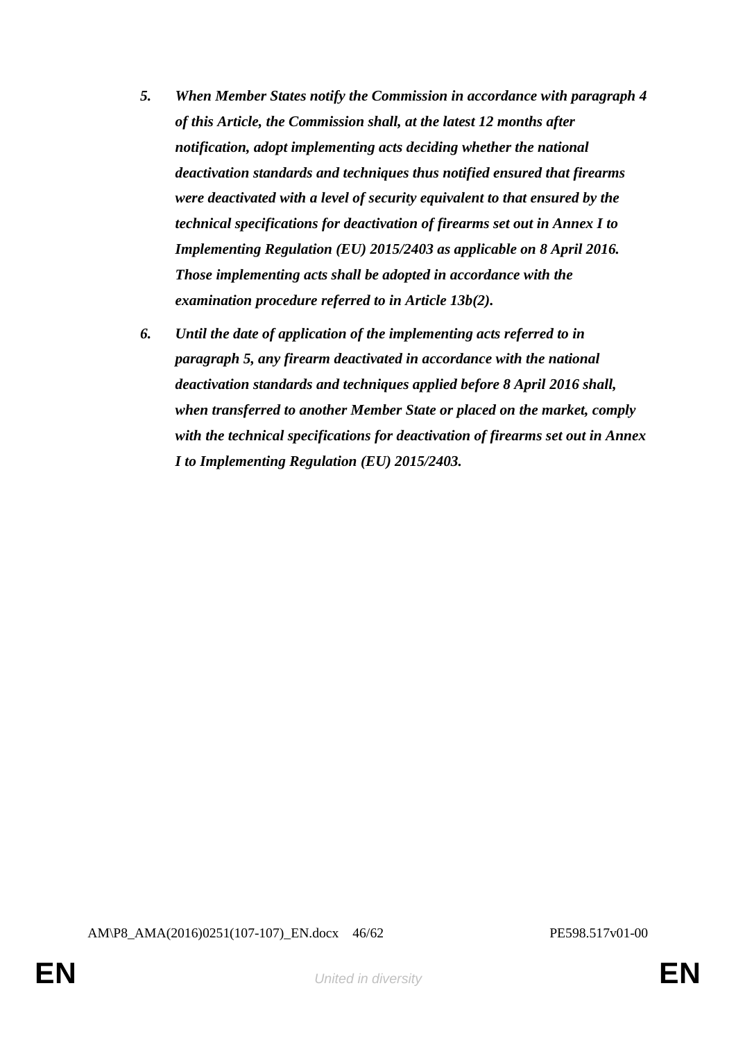***5. When Member States notify the Commission in accordance with paragraph 4 of this Article, the Commission shall, at the latest 12 months after notification, adopt implementing acts deciding whether the national deactivation standards and techniques thus notified ensured that firearms were deactivated with a level of security equivalent to that ensured by the technical specifications for deactivation of firearms set out in Annex I to Implementing Regulation (EU) 2015/2403 as applicable on 8 April 2016. Those implementing acts shall be adopted in accordance with the examination procedure referred to in Article 13b(2).***

***6. Until the date of application of the implementing acts referred to in paragraph 5, any firearm deactivated in accordance with the national deactivation standards and techniques applied before 8 April 2016 shall, when transferred to another Member State or placed on the market, comply with the technical specifications for deactivation of firearms set out in Annex I to Implementing Regulation (EU) 2015/2403.***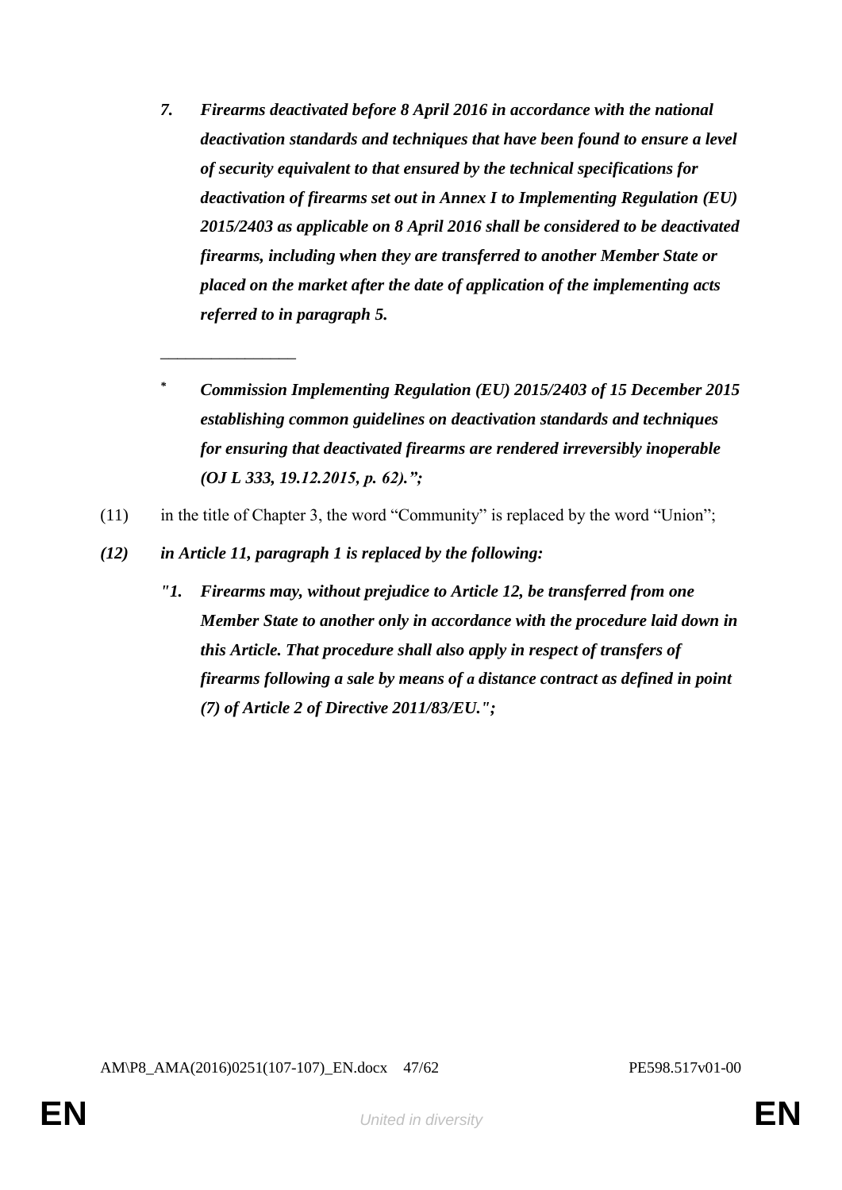***7. Firearms deactivated before 8 April 2016 in accordance with the national deactivation standards and techniques that have been found to ensure a level of security equivalent to that ensured by the technical specifications for deactivation of firearms set out in Annex I to Implementing Regulation (EU) 2015/2403 as applicable on 8 April 2016 shall be considered to be deactivated firearms, including when they are transferred to another Member State or placed on the market after the date of application of the implementing acts referred to in paragraph 5.***

________________

*[\*] **Commission Implementing Regulation (EU) 2015/2403 of 15 December 2015 establishing common guidelines on deactivation standards and techniques for ensuring that deactivated firearms are rendered irreversibly inoperable (OJ L 333, 19.12.2015, p. 62).";***

(11) in the title of Chapter 3, the word "Community" is replaced by the word "Union";

***(12) in Article 11, paragraph 1 is replaced by the following:***

***"1. Firearms may, without prejudice to Article 12, be transferred from one Member State to another only in accordance with the procedure laid down in this Article. That procedure shall also apply in respect of transfers of firearms following a sale by means of a distance contract as defined in point (7) of Article 2 of Directive 2011/83/EU.";***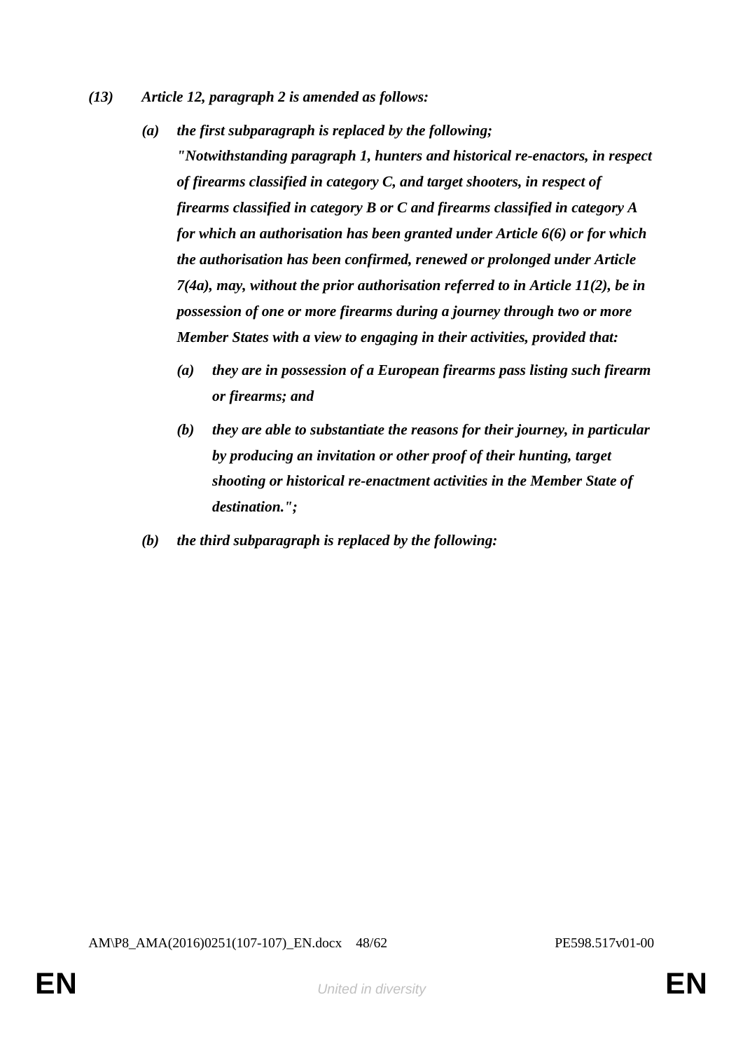*(13) Article 12, paragraph 2 is amended as follows:*

*(a) the first subparagraph is replaced by the following;*

*"Notwithstanding paragraph 1, hunters and historical re-enactors, in respect of firearms classified in category C, and target shooters, in respect of firearms classified in category B or C and firearms classified in category A for which an authorisation has been granted under Article 6(6) or for which the authorisation has been confirmed, renewed or prolonged under Article 7(4a), may, without the prior authorisation referred to in Article 11(2), be in possession of one or more firearms during a journey through two or more Member States with a view to engaging in their activities, provided that:*

*(a) they are in possession of a European firearms pass listing such firearm or firearms; and*

*(b) they are able to substantiate the reasons for their journey, in particular by producing an invitation or other proof of their hunting, target shooting or historical re-enactment activities in the Member State of destination.";*

*(b) the third subparagraph is replaced by the following:*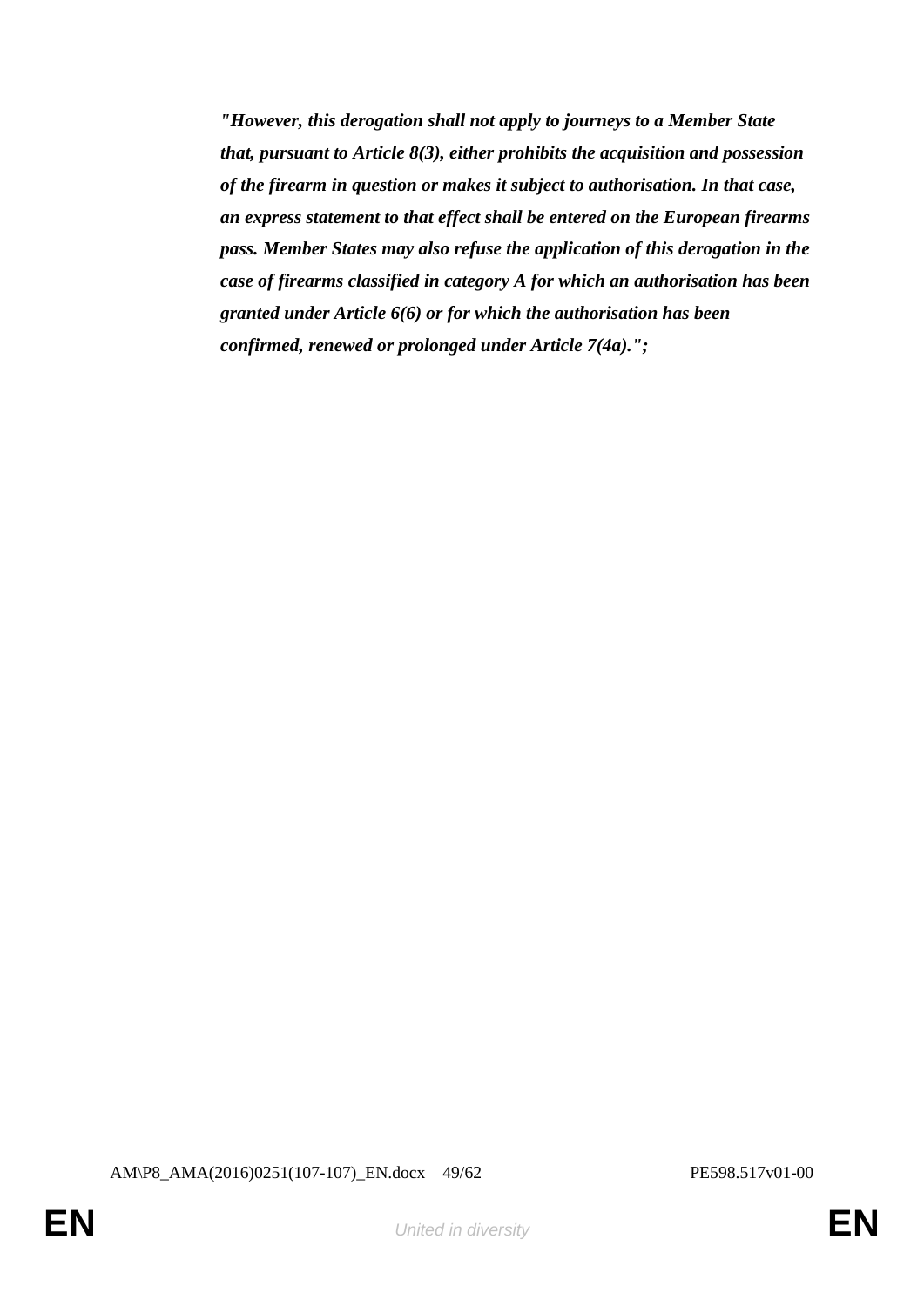***"However, this derogation shall not apply to journeys to a Member State that, pursuant to Article 8(3), either prohibits the acquisition and possession of the firearm in question or makes it subject to authorisation. In that case, an express statement to that effect shall be entered on the European firearms pass. Member States may also refuse the application of this derogation in the case of firearms classified in category A for which an authorisation has been granted under Article 6(6) or for which the authorisation has been confirmed, renewed or prolonged under Article 7(4a).";***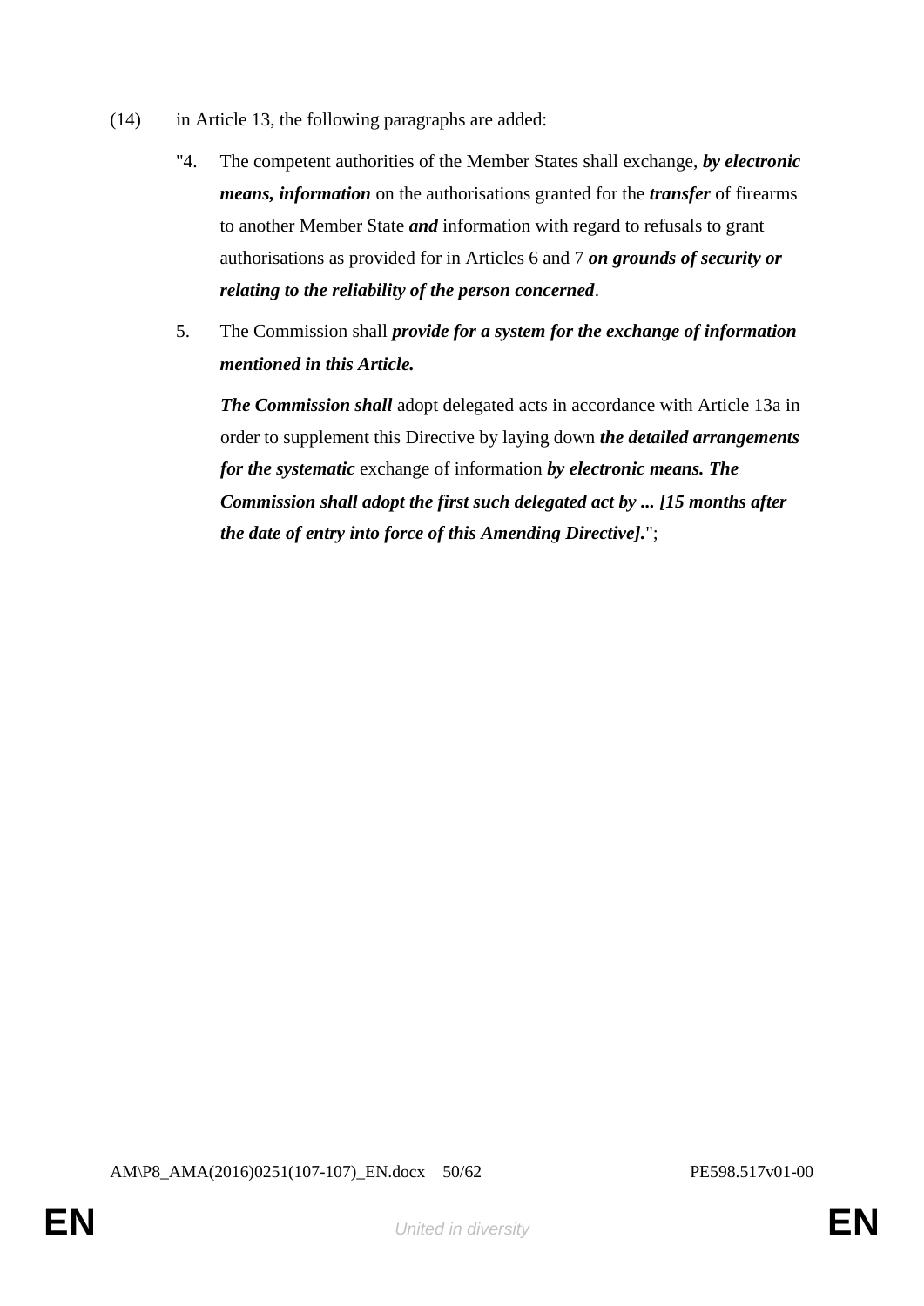(14) in Article 13, the following paragraphs are added:

"4. The competent authorities of the Member States shall exchange, ***by electronic means, information*** on the authorisations granted for the ***transfer*** of firearms to another Member State ***and*** information with regard to refusals to grant authorisations as provided for in Articles 6 and 7 ***on grounds of security or relating to the reliability of the person concerned***.

5. The Commission shall ***provide for a system for the exchange of information mentioned in this Article.***

***The Commission shall*** adopt delegated acts in accordance with Article 13a in order to supplement this Directive by laying down ***the detailed arrangements for the systematic*** exchange of information ***by electronic means. The Commission shall adopt the first such delegated act by ... [15 months after the date of entry into force of this Amending Directive].***";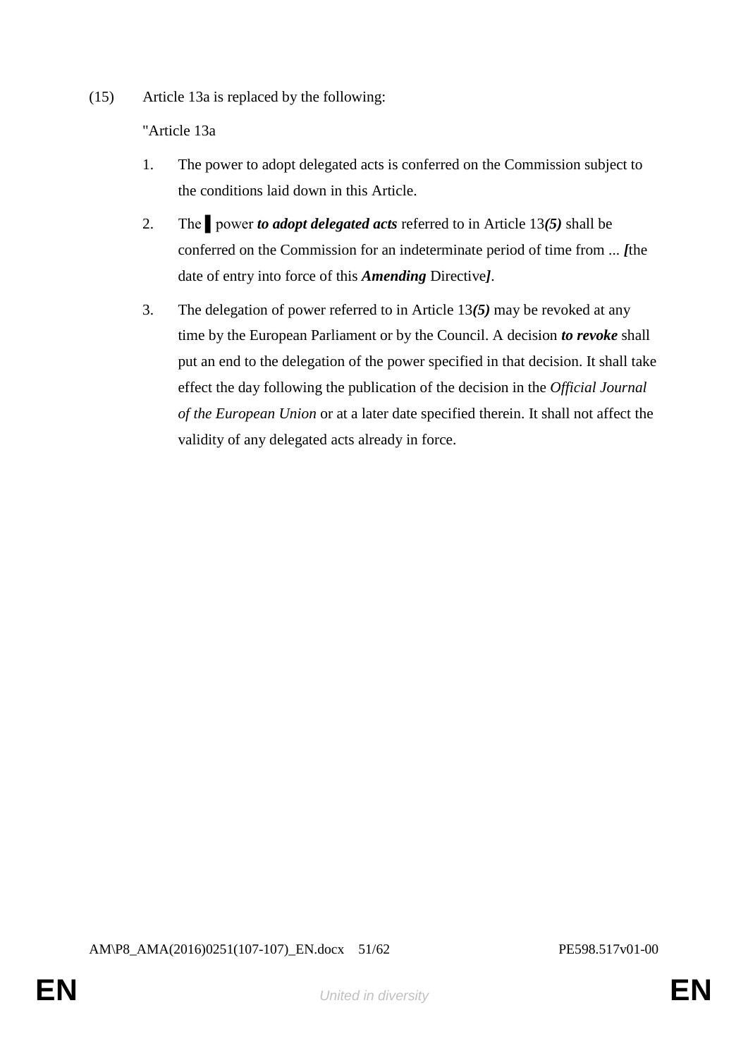(15) Article 13a is replaced by the following:

"Article 13a

1. The power to adopt delegated acts is conferred on the Commission subject to the conditions laid down in this Article.

2. The ▌ power ***to adopt delegated acts*** referred to in Article 13***(5)*** shall be conferred on the Commission for an indeterminate period of time from ... ***[***the date of entry into force of this ***Amending*** Directive***]***.

3. The delegation of power referred to in Article 13***(5)*** may be revoked at any time by the European Parliament or by the Council. A decision ***to revoke*** shall put an end to the delegation of the power specified in that decision. It shall take effect the day following the publication of the decision in the *Official Journal of the European Union* or at a later date specified therein. It shall not affect the validity of any delegated acts already in force.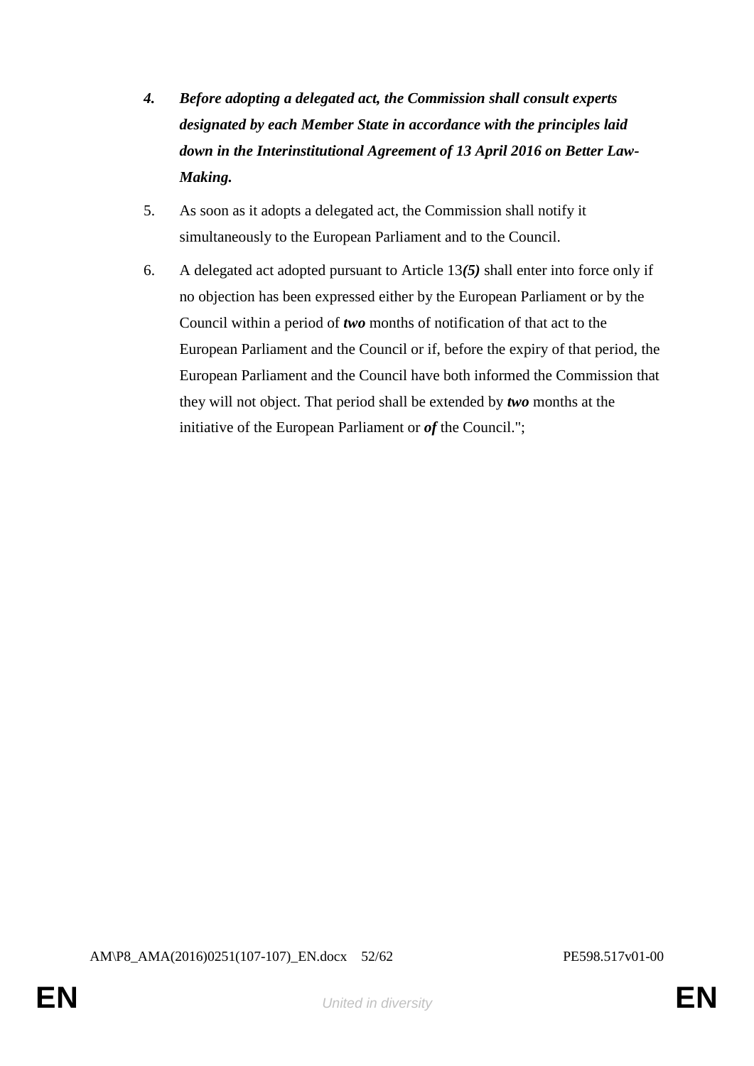***4. Before adopting a delegated act, the Commission shall consult experts designated by each Member State in accordance with the principles laid down in the Interinstitutional Agreement of 13 April 2016 on Better Law-Making.***

5. As soon as it adopts a delegated act, the Commission shall notify it simultaneously to the European Parliament and to the Council.

6. A delegated act adopted pursuant to Article 13***(5)*** shall enter into force only if no objection has been expressed either by the European Parliament or by the Council within a period of ***two*** months of notification of that act to the European Parliament and the Council or if, before the expiry of that period, the European Parliament and the Council have both informed the Commission that they will not object. That period shall be extended by ***two*** months at the initiative of the European Parliament or ***of*** the Council.";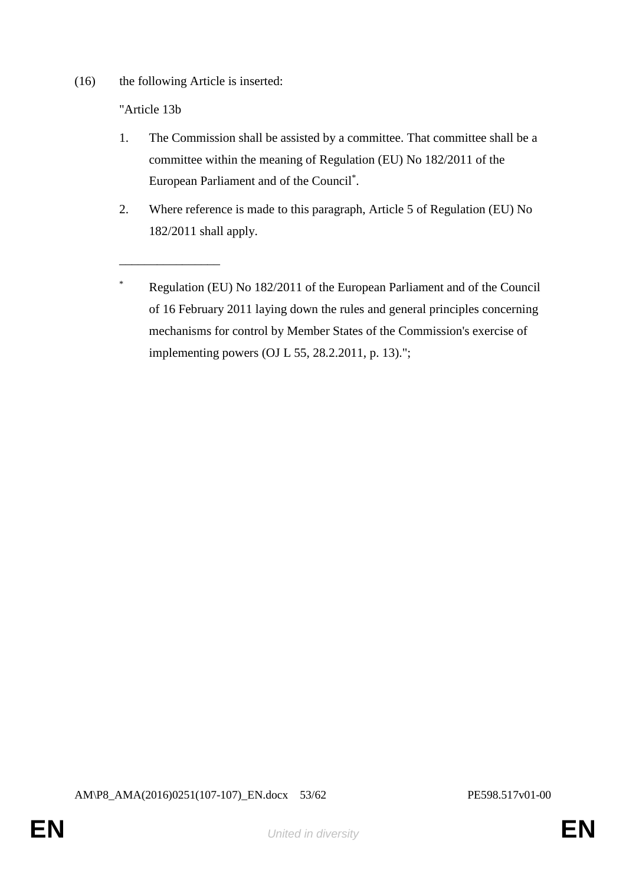(16) the following Article is inserted:

"Article 13b

1. The Commission shall be assisted by a committee. That committee shall be a committee within the meaning of Regulation (EU) No 182/2011 of the European Parliament and of the Council*.

2. Where reference is made to this paragraph, Article 5 of Regulation (EU) No 182/2011 shall apply.

________________

* Regulation (EU) No 182/2011 of the European Parliament and of the Council of 16 February 2011 laying down the rules and general principles concerning mechanisms for control by Member States of the Commission's exercise of implementing powers (OJ L 55, 28.2.2011, p. 13).";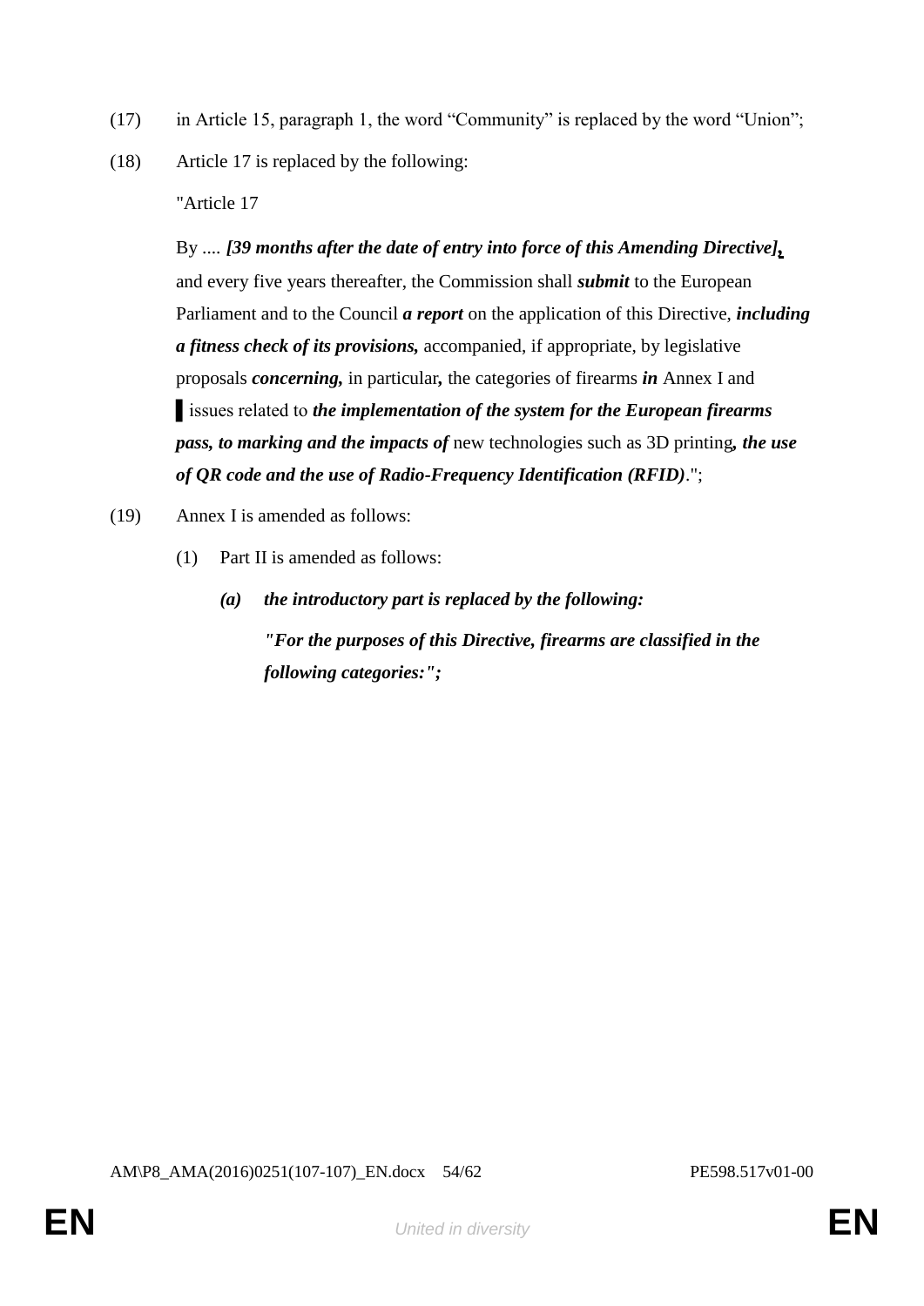(17) in Article 15, paragraph 1, the word “Community” is replaced by the word “Union”;

(18) Article 17 is replaced by the following:

"Article 17

By .... ***[39 months after the date of entry into force of this Amending Directive],*** and every five years thereafter, the Commission shall ***submit*** to the European Parliament and to the Council ***a report*** on the application of this Directive, ***including a fitness check of its provisions,*** accompanied, if appropriate, by legislative proposals ***concerning,*** in particular***,*** the categories of firearms ***in*** Annex I and ▌ issues related to ***the implementation of the system for the European firearms pass, to marking and the impacts of*** new technologies such as 3D printing***, the use of QR code and the use of Radio-Frequency Identification (RFID)***.";

(19) Annex I is amended as follows:

(1) Part II is amended as follows:

***(a) the introductory part is replaced by the following:***

***"For the purposes of this Directive, firearms are classified in the following categories:";***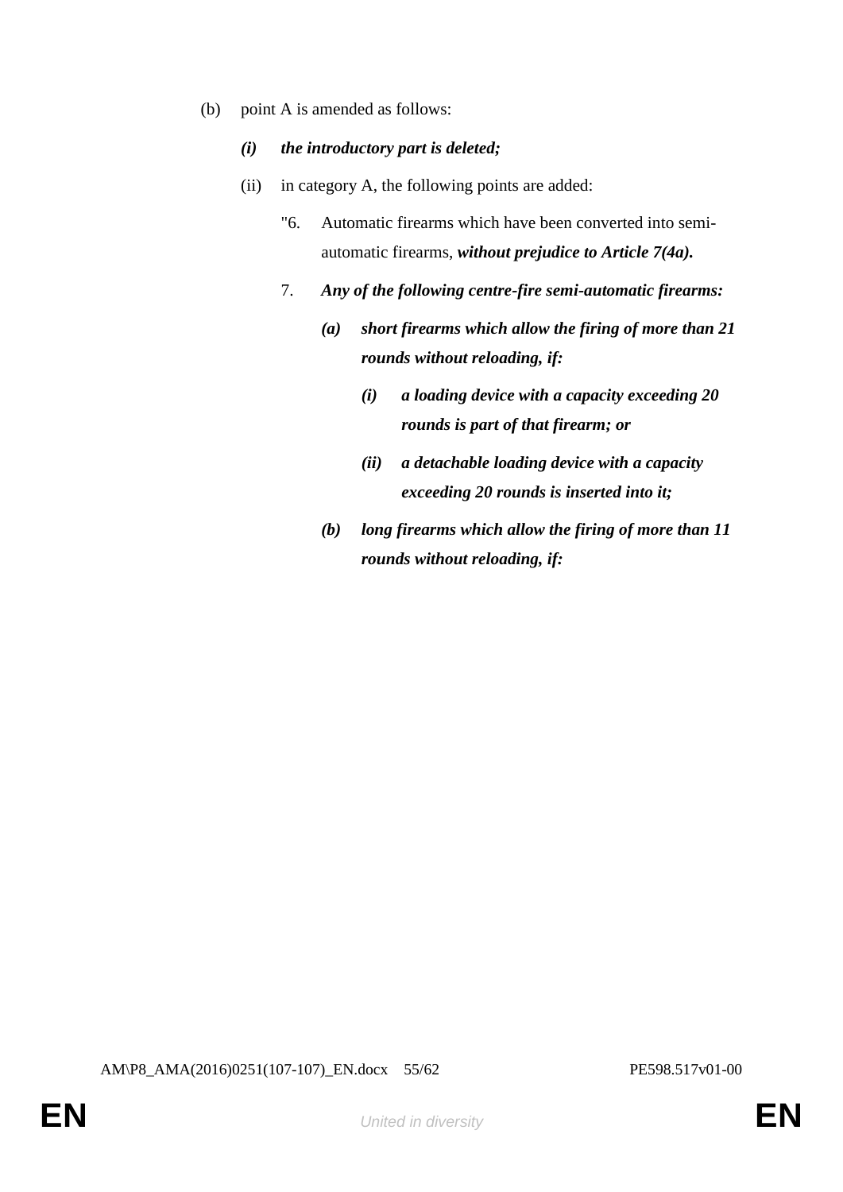(b) point A is amended as follows:

*(i)* ***the introductory part is deleted;***

(ii) in category A, the following points are added:

"6. Automatic firearms which have been converted into semi-automatic firearms, ***without prejudice to Article 7(4a).***

7. ***Any of the following centre-fire semi-automatic firearms:***

***(a) short firearms which allow the firing of more than 21 rounds without reloading, if:***

***(i) a loading device with a capacity exceeding 20 rounds is part of that firearm; or***

***(ii) a detachable loading device with a capacity exceeding 20 rounds is inserted into it;***

***(b) long firearms which allow the firing of more than 11 rounds without reloading, if:***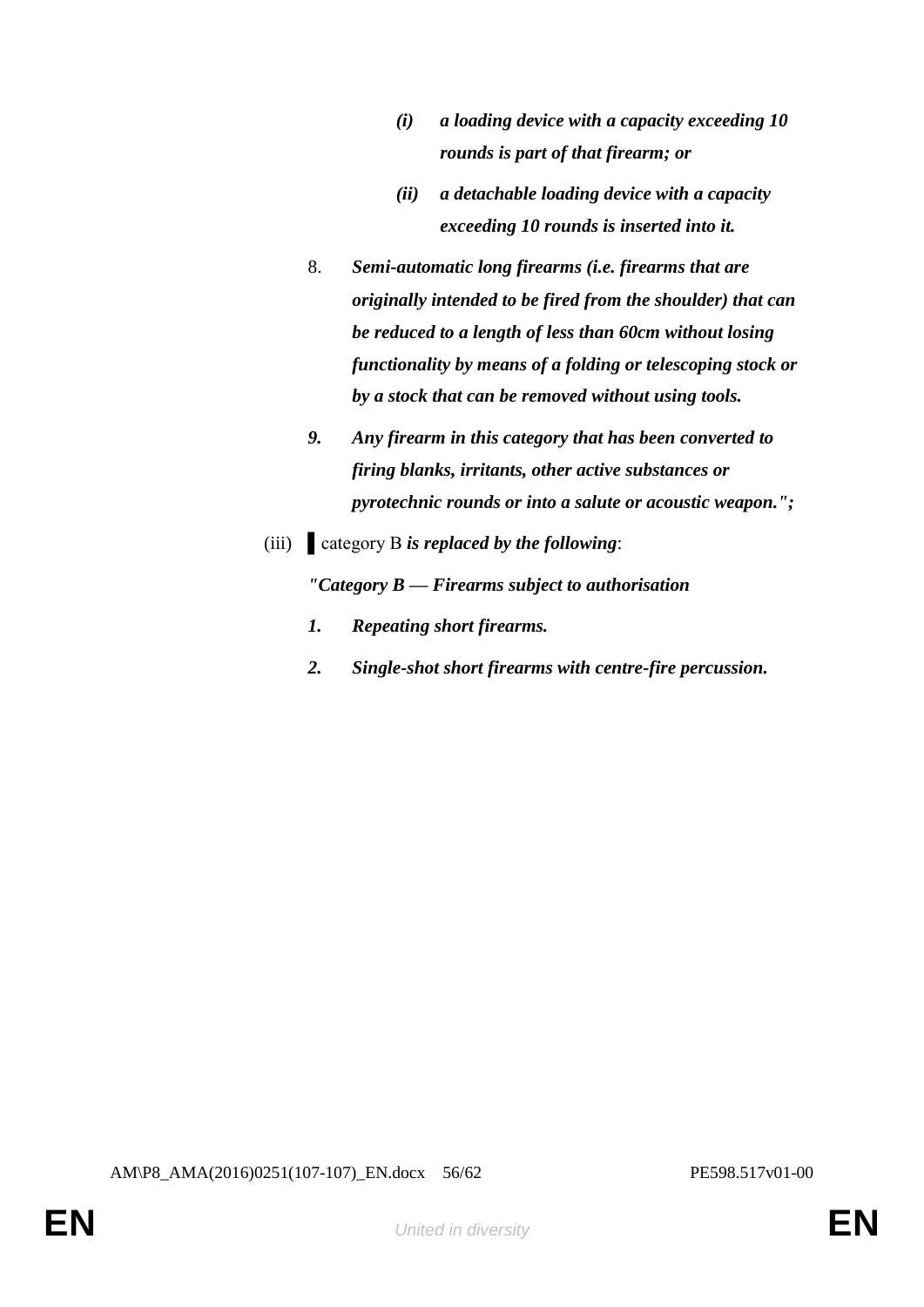*(i)* ***a loading device with a capacity exceeding 10 rounds is part of that firearm; or***

*(ii)* ***a detachable loading device with a capacity exceeding 10 rounds is inserted into it.***

8. ***Semi-automatic long firearms (i.e. firearms that are originally intended to be fired from the shoulder) that can be reduced to a length of less than 60cm without losing functionality by means of a folding or telescoping stock or by a stock that can be removed without using tools.***

***9. Any firearm in this category that has been converted to firing blanks, irritants, other active substances or pyrotechnic rounds or into a salute or acoustic weapon.";***

(iii) ▌category B ***is replaced by the following***:

***"Category B — Firearms subject to authorisation***

***1. Repeating short firearms.***

***2. Single-shot short firearms with centre-fire percussion.***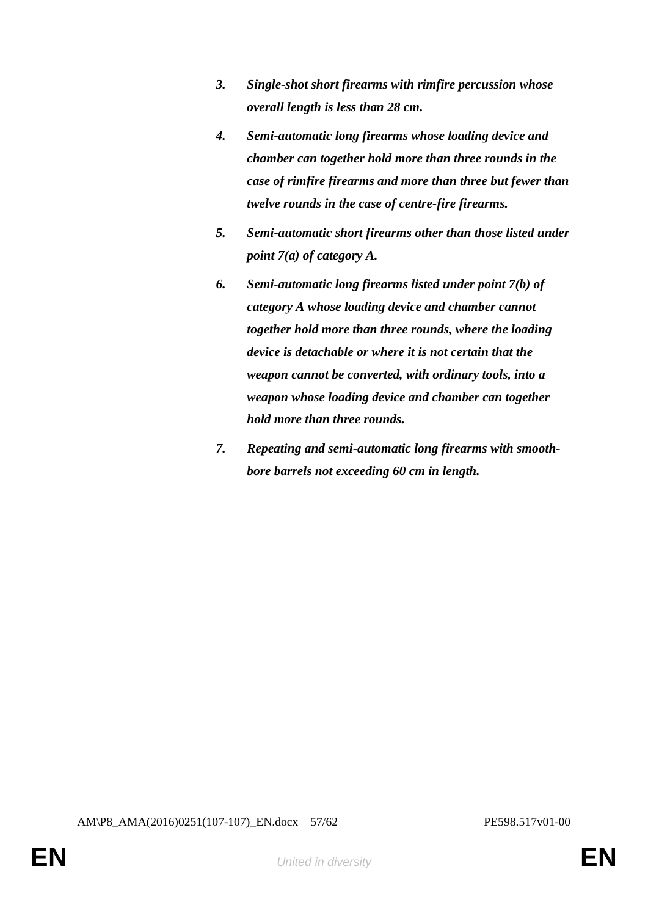3. ***Single-shot short firearms with rimfire percussion whose overall length is less than 28 cm.***

4. ***Semi-automatic long firearms whose loading device and chamber can together hold more than three rounds in the case of rimfire firearms and more than three but fewer than twelve rounds in the case of centre-fire firearms.***

5. ***Semi-automatic short firearms other than those listed under point 7(a) of category A.***

6. ***Semi-automatic long firearms listed under point 7(b) of category A whose loading device and chamber cannot together hold more than three rounds, where the loading device is detachable or where it is not certain that the weapon cannot be converted, with ordinary tools, into a weapon whose loading device and chamber can together hold more than three rounds.***

7. ***Repeating and semi-automatic long firearms with smooth-bore barrels not exceeding 60 cm in length.***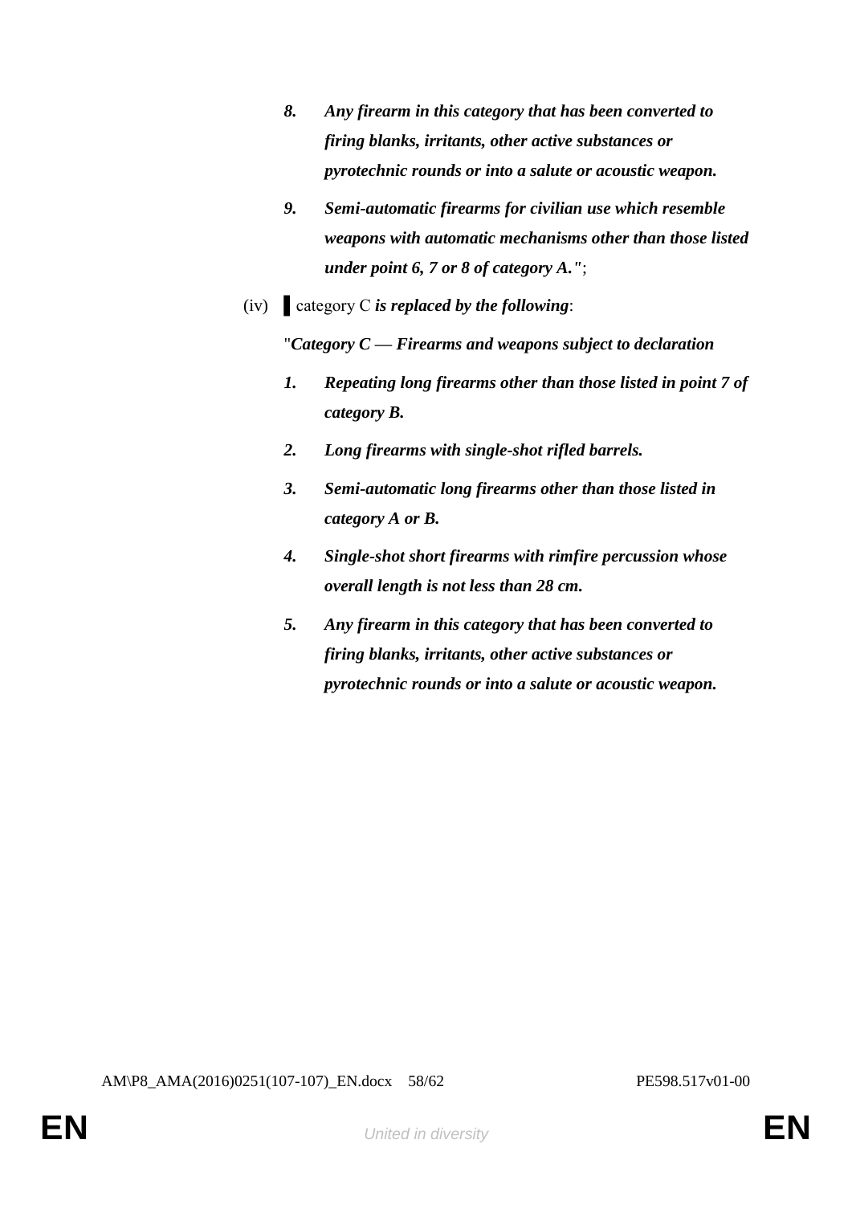8. ***Any firearm in this category that has been converted to firing blanks, irritants, other active substances or pyrotechnic rounds or into a salute or acoustic weapon.***

9. ***Semi-automatic firearms for civilian use which resemble weapons with automatic mechanisms other than those listed under point 6, 7 or 8 of category A."***;

(iv) ▌category C ***is replaced by the following***:

"***Category C — Firearms and weapons subject to declaration***

1. ***Repeating long firearms other than those listed in point 7 of category B.***

2. ***Long firearms with single-shot rifled barrels.***

3. ***Semi-automatic long firearms other than those listed in category A or B.***

4. ***Single-shot short firearms with rimfire percussion whose overall length is not less than 28 cm.***

5. ***Any firearm in this category that has been converted to firing blanks, irritants, other active substances or pyrotechnic rounds or into a salute or acoustic weapon.***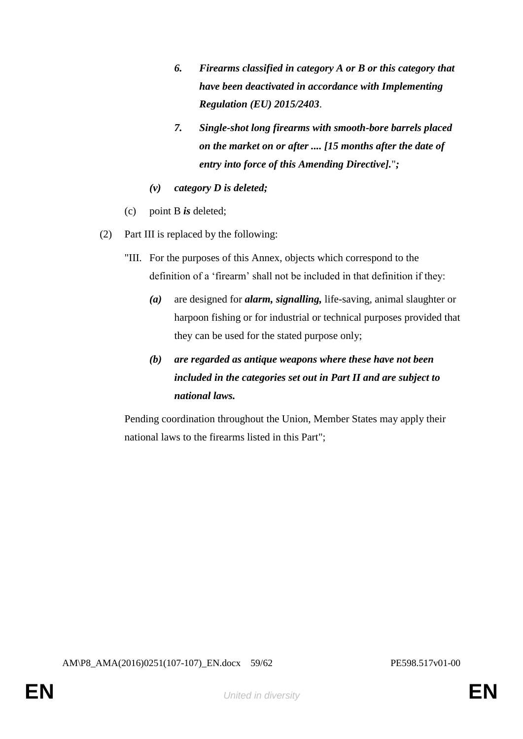*6.* ***Firearms classified in category A or B or this category that have been deactivated in accordance with Implementing Regulation (EU) 2015/2403***.

*7.* ***Single-shot long firearms with smooth-bore barrels placed on the market on or after .... [15 months after the date of entry into force of this Amending Directive].***"***;***

*(v)* ***category D is deleted;***

(c) point B ***is*** deleted;

(2) Part III is replaced by the following:

"III. For the purposes of this Annex, objects which correspond to the definition of a 'firearm' shall not be included in that definition if they:

*(a)* are designed for ***alarm, signalling,*** life-saving, animal slaughter or harpoon fishing or for industrial or technical purposes provided that they can be used for the stated purpose only;

*(b)* ***are regarded as antique weapons where these have not been included in the categories set out in Part II and are subject to national laws.***

Pending coordination throughout the Union, Member States may apply their national laws to the firearms listed in this Part";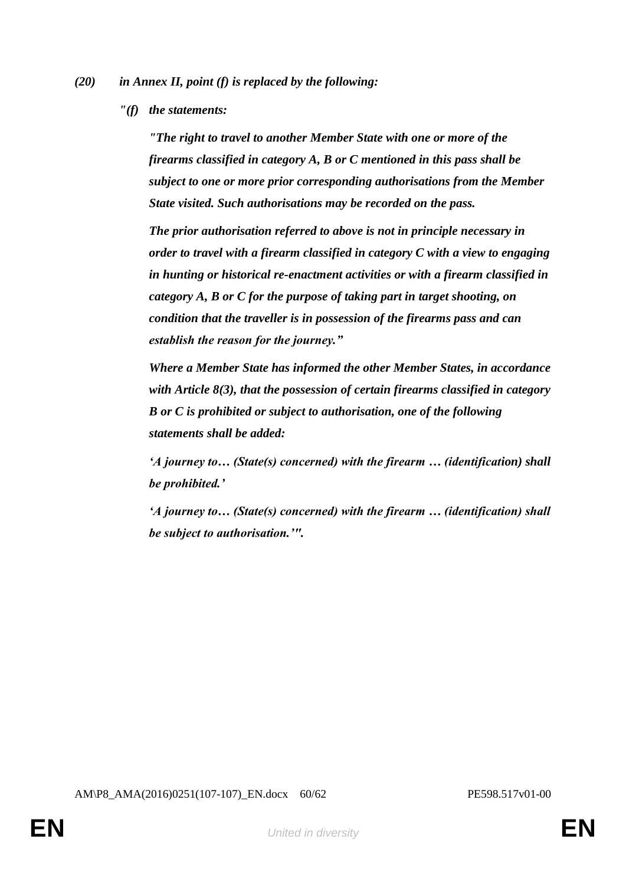*(20) in Annex II, point (f) is replaced by the following:*

*"(f) the statements:*

*"The right to travel to another Member State with one or more of the firearms classified in category A, B or C mentioned in this pass shall be subject to one or more prior corresponding authorisations from the Member State visited. Such authorisations may be recorded on the pass.*

*The prior authorisation referred to above is not in principle necessary in order to travel with a firearm classified in category C with a view to engaging in hunting or historical re-enactment activities or with a firearm classified in category A, B or C for the purpose of taking part in target shooting, on condition that the traveller is in possession of the firearms pass and can establish the reason for the journey."*

*Where a Member State has informed the other Member States, in accordance with Article 8(3), that the possession of certain firearms classified in category B or C is prohibited or subject to authorisation, one of the following statements shall be added:*

*'A journey to… (State(s) concerned) with the firearm … (identification) shall be prohibited.'*

*'A journey to… (State(s) concerned) with the firearm … (identification) shall be subject to authorisation.'".*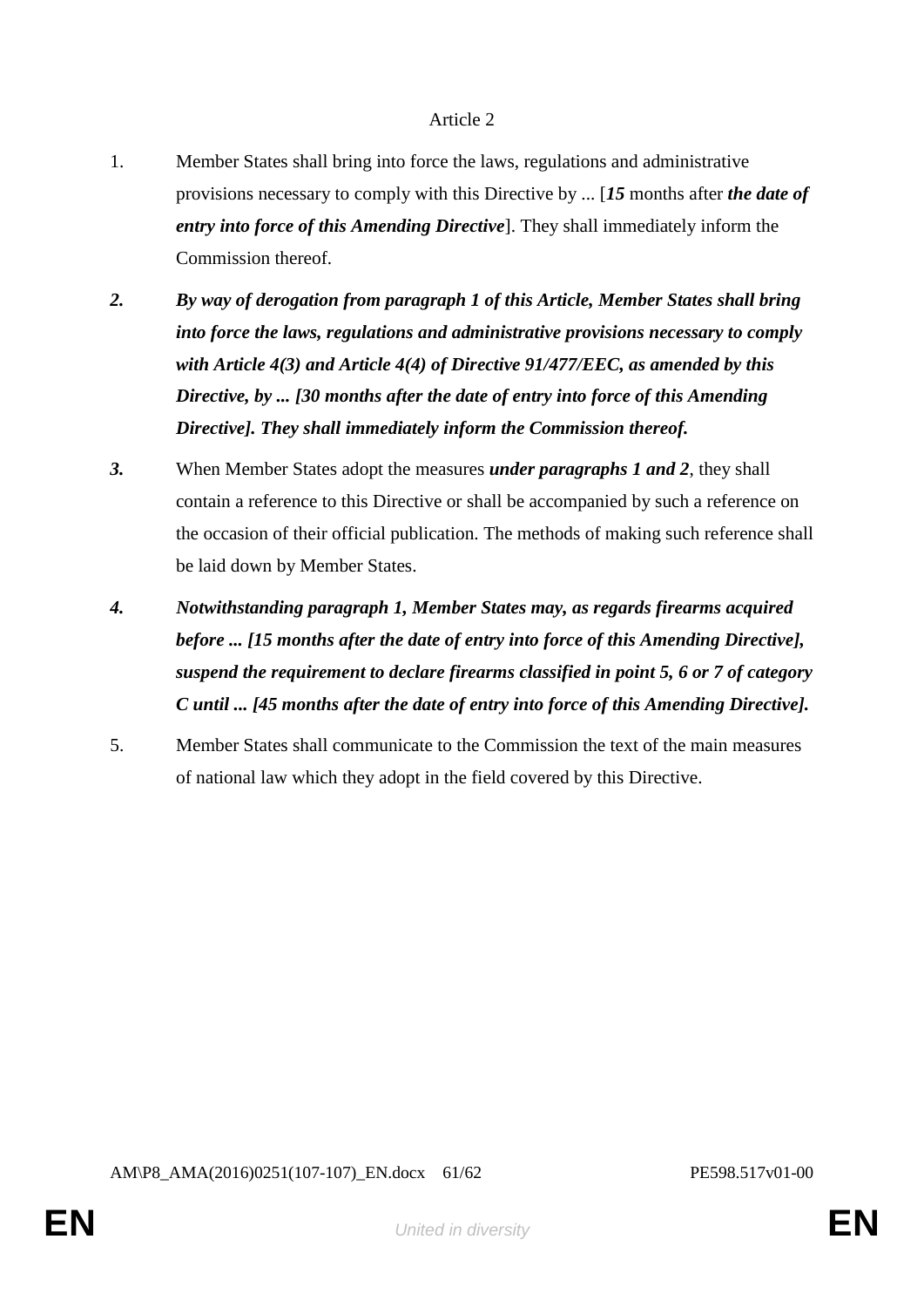Article 2

1. Member States shall bring into force the laws, regulations and administrative provisions necessary to comply with this Directive by ... [***15*** months after ***the date of entry into force of this Amending Directive***]. They shall immediately inform the Commission thereof.

***2. By way of derogation from paragraph 1 of this Article, Member States shall bring into force the laws, regulations and administrative provisions necessary to comply with Article 4(3) and Article 4(4) of Directive 91/477/EEC, as amended by this Directive, by ... [30 months after the date of entry into force of this Amending Directive]. They shall immediately inform the Commission thereof.***

***3.*** When Member States adopt the measures ***under paragraphs 1 and 2***, they shall contain a reference to this Directive or shall be accompanied by such a reference on the occasion of their official publication. The methods of making such reference shall be laid down by Member States.

***4. Notwithstanding paragraph 1, Member States may, as regards firearms acquired before ... [15 months after the date of entry into force of this Amending Directive], suspend the requirement to declare firearms classified in point 5, 6 or 7 of category C until ... [45 months after the date of entry into force of this Amending Directive].***

5. Member States shall communicate to the Commission the text of the main measures of national law which they adopt in the field covered by this Directive.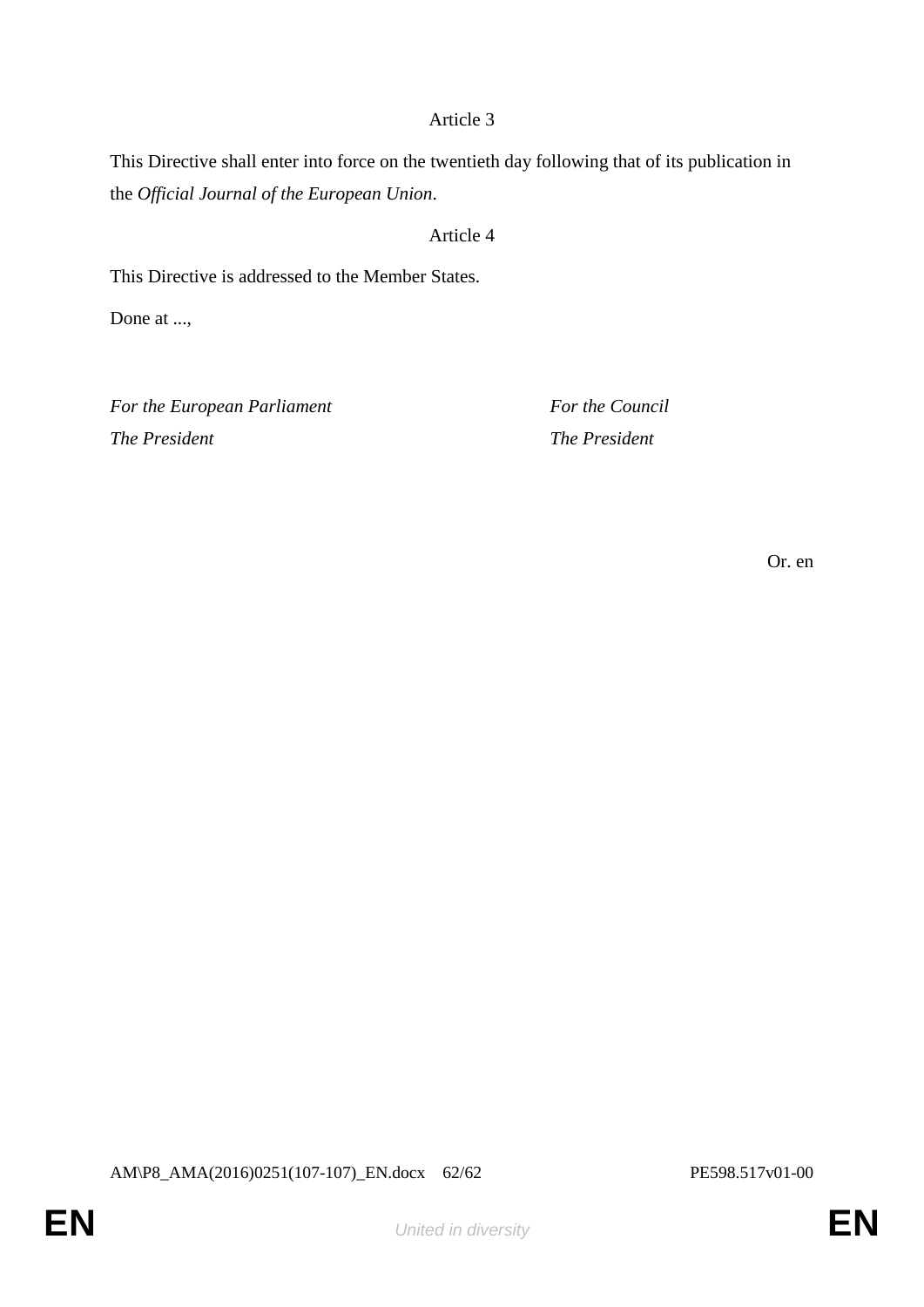Article 3

This Directive shall enter into force on the twentieth day following that of its publication in the *Official Journal of the European Union*.

Article 4

This Directive is addressed to the Member States.

Done at ...,

*For the European Parliament*
*The President*

*For the Council*
*The President*

Or. en